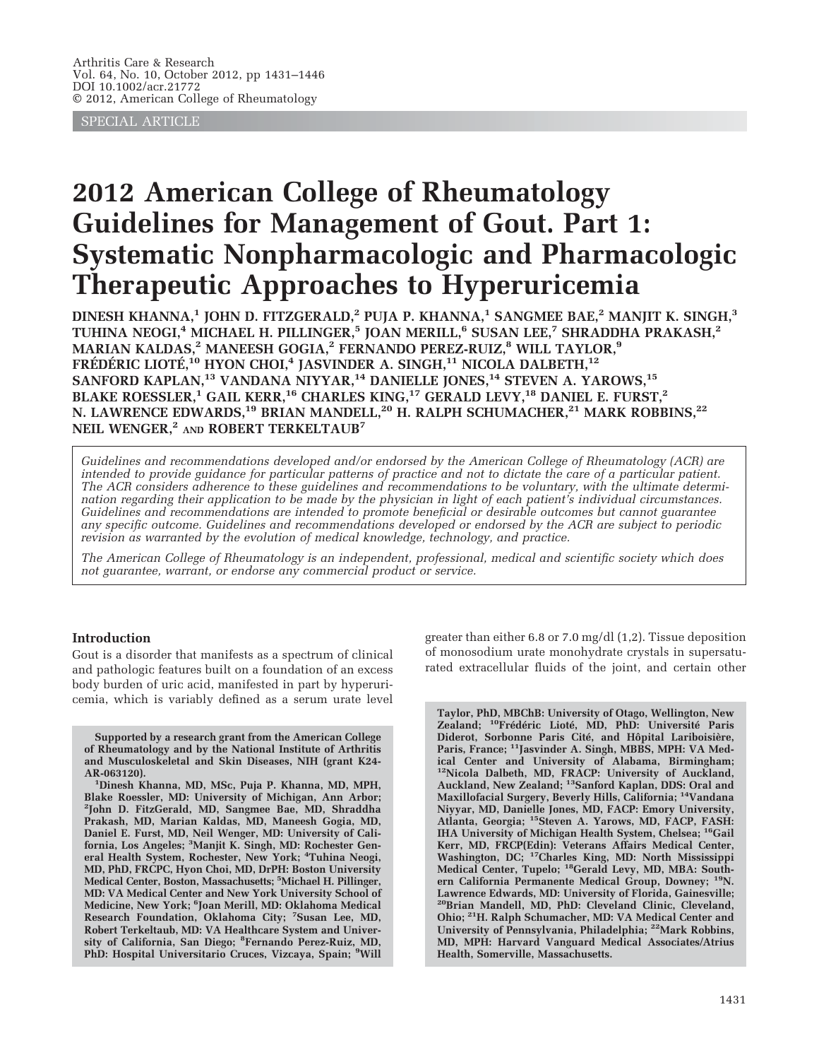Arthritis Care & Research
Vol. 64, No. 10, October 2012, pp 1431–1446
DOI 10.1002/acr.21772
© 2012, American College of Rheumatology

SPECIAL ARTICLE

# 2012 American College of Rheumatology Guidelines for Management of Gout. Part 1: Systematic Nonpharmacologic and Pharmacologic Therapeutic Approaches to Hyperuricemia

**DINESH KHANNA,[1] JOHN D. FITZGERALD,[2] PUJA P. KHANNA,[1] SANGMEE BAE,[2] MANJIT K. SINGH,[3] TUHINA NEOGI,[4] MICHAEL H. PILLINGER,[5] JOAN MERILL,[6] SUSAN LEE,[7] SHRADDHA PRAKASH,[2] MARIAN KALDAS,[2] MANEESH GOGIA,[2] FERNANDO PEREZ-RUIZ,[8] WILL TAYLOR,[9] FRÉDÉRIC LIOTÉ,[10] HYON CHOI,[4] JASVINDER A. SINGH,[11] NICOLA DALBETH,[12] SANFORD KAPLAN,[13] VANDANA NIYYAR,[14] DANIELLE JONES,[14] STEVEN A. YAROWS,[15] BLAKE ROESSLER,[1] GAIL KERR,[16] CHARLES KING,[17] GERALD LEVY,[18] DANIEL E. FURST,[2] N. LAWRENCE EDWARDS,[19] BRIAN MANDELL,[20] H. RALPH SCHUMACHER,[21] MARK ROBBINS,[22] NEIL WENGER,[2] AND ROBERT TERKELTAUB[7]**

*Guidelines and recommendations developed and/or endorsed by the American College of Rheumatology (ACR) are intended to provide guidance for particular patterns of practice and not to dictate the care of a particular patient. The ACR considers adherence to these guidelines and recommendations to be voluntary, with the ultimate determination regarding their application to be made by the physician in light of each patient's individual circumstances. Guidelines and recommendations are intended to promote beneficial or desirable outcomes but cannot guarantee any specific outcome. Guidelines and recommendations developed or endorsed by the ACR are subject to periodic revision as warranted by the evolution of medical knowledge, technology, and practice.*

*The American College of Rheumatology is an independent, professional, medical and scientific society which does not guarantee, warrant, or endorse any commercial product or service.*

## Introduction

Gout is a disorder that manifests as a spectrum of clinical and pathologic features built on a foundation of an excess body burden of uric acid, manifested in part by hyperuricemia, which is variably defined as a serum urate level greater than either 6.8 or 7.0 mg/dl (1,2). Tissue deposition of monosodium urate monohydrate crystals in supersaturated extracellular fluids of the joint, and certain other

**Supported by a research grant from the American College of Rheumatology and by the National Institute of Arthritis and Musculoskeletal and Skin Diseases, NIH (grant K24-AR-063120).**

**[1]Dinesh Khanna, MD, MSc, Puja P. Khanna, MD, MPH, Blake Roessler, MD: University of Michigan, Ann Arbor; [2]John D. FitzGerald, MD, Sangmee Bae, MD, Shraddha Prakash, MD, Marian Kaldas, MD, Maneesh Gogia, MD, Daniel E. Furst, MD, Neil Wenger, MD: University of California, Los Angeles; [3]Manjit K. Singh, MD: Rochester General Health System, Rochester, New York; [4]Tuhina Neogi, MD, PhD, FRCPC, Hyon Choi, MD, DrPH: Boston University Medical Center, Boston, Massachusetts; [5]Michael H. Pillinger, MD: VA Medical Center and New York University School of Medicine, New York; [6]Joan Merill, MD: Oklahoma Medical Research Foundation, Oklahoma City; [7]Susan Lee, MD, Robert Terkeltaub, MD: VA Healthcare System and University of California, San Diego; [8]Fernando Perez-Ruiz, MD, PhD: Hospital Universitario Cruces, Vizcaya, Spain; [9]Will Taylor, PhD, MBChB: University of Otago, Wellington, New Zealand; [10]Frédéric Lioté, MD, PhD: Université Paris Diderot, Sorbonne Paris Cité, and Hôpital Lariboisière, Paris, France; [11]Jasvinder A. Singh, MBBS, MPH: VA Medical Center and University of Alabama, Birmingham; [12]Nicola Dalbeth, MD, FRACP: University of Auckland, Auckland, New Zealand; [13]Sanford Kaplan, DDS: Oral and Maxillofacial Surgery, Beverly Hills, California; [14]Vandana Niyyar, MD, Danielle Jones, MD, FACP: Emory University, Atlanta, Georgia; [15]Steven A. Yarows, MD, FACP, FASH: IHA University of Michigan Health System, Chelsea; [16]Gail Kerr, MD, FRCP(Edin): Veterans Affairs Medical Center, Washington, DC; [17]Charles King, MD: North Mississippi Medical Center, Tupelo; [18]Gerald Levy, MD, MBA: Southern California Permanente Medical Group, Downey; [19]N. Lawrence Edwards, MD: University of Florida, Gainesville; [20]Brian Mandell, MD, PhD: Cleveland Clinic, Cleveland, Ohio; [21]H. Ralph Schumacher, MD: VA Medical Center and University of Pennsylvania, Philadelphia; [22]Mark Robbins, MD, MPH: Harvard Vanguard Medical Associates/Atrius Health, Somerville, Massachusetts.**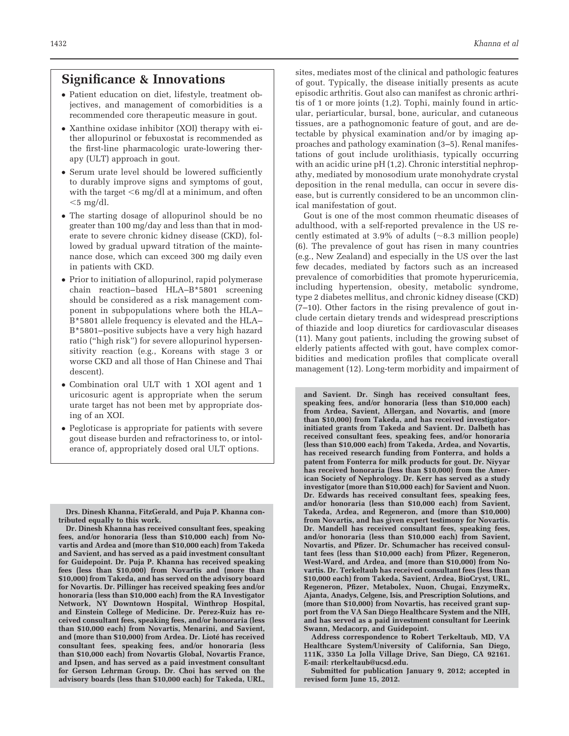## Significance & Innovations

- Patient education on diet, lifestyle, treatment objectives, and management of comorbidities is a recommended core therapeutic measure in gout.
- Xanthine oxidase inhibitor (XOI) therapy with either allopurinol or febuxostat is recommended as the first-line pharmacologic urate-lowering therapy (ULT) approach in gout.
- Serum urate level should be lowered sufficiently to durably improve signs and symptoms of gout, with the target <6 mg/dl at a minimum, and often <5 mg/dl.
- The starting dosage of allopurinol should be no greater than 100 mg/day and less than that in moderate to severe chronic kidney disease (CKD), followed by gradual upward titration of the maintenance dose, which can exceed 300 mg daily even in patients with CKD.
- Prior to initiation of allopurinol, rapid polymerase chain reaction–based HLA–B*5801 screening should be considered as a risk management component in subpopulations where both the HLA–B*5801 allele frequency is elevated and the HLA–B*5801–positive subjects have a very high hazard ratio ("high risk") for severe allopurinol hypersensitivity reaction (e.g., Koreans with stage 3 or worse CKD and all those of Han Chinese and Thai descent).
- Combination oral ULT with 1 XOI agent and 1 uricosuric agent is appropriate when the serum urate target has not been met by appropriate dosing of an XOI.
- Pegloticase is appropriate for patients with severe gout disease burden and refractoriness to, or intolerance of, appropriately dosed oral ULT options.

**Drs. Dinesh Khanna, FitzGerald, and Puja P. Khanna contributed equally to this work.**

**Dr. Dinesh Khanna has received consultant fees, speaking fees, and/or honoraria (less than $10,000 each) from Novartis and Ardea and (more than $10,000 each) from Takeda and Savient, and has served as a paid investment consultant for Guidepoint. Dr. Puja P. Khanna has received speaking fees (less than $10,000) from Novartis and (more than $10,000) from Takeda, and has served on the advisory board for Novartis. Dr. Pillinger has received speaking fees and/or honoraria (less than $10,000 each) from the RA Investigator Network, NY Downtown Hospital, Winthrop Hospital, and Einstein College of Medicine. Dr. Perez-Ruiz has received consultant fees, speaking fees, and/or honoraria (less than $10,000 each) from Novartis, Menarini, and Savient, and (more than $10,000) from Ardea. Dr. Lioté has received consultant fees, speaking fees, and/or honoraria (less than $10,000 each) from Novartis Global, Novartis France, and Ipsen, and has served as a paid investment consultant for Gerson Lehrman Group. Dr. Choi has served on the advisory boards (less than $10,000 each) for Takeda, URL, and Savient. Dr. Singh has received consultant fees, speaking fees, and/or honoraria (less than $10,000 each) from Ardea, Savient, Allergan, and Novartis, and (more than $10,000) from Takeda, and has received investigator-initiated grants from Takeda and Savient. Dr. Dalbeth has received consultant fees, speaking fees, and/or honoraria (less than $10,000 each) from Takeda, Ardea, and Novartis, has received research funding from Fonterra, and holds a patent from Fonterra for milk products for gout. Dr. Niyyar has received honoraria (less than $10,000) from the American Society of Nephrology. Dr. Kerr has served as a study investigator (more than $10,000 each) for Savient and Nuon. Dr. Edwards has received consultant fees, speaking fees, and/or honoraria (less than $10,000 each) from Savient, Takeda, Ardea, and Regeneron, and (more than $10,000) from Novartis, and has given expert testimony for Novartis. Dr. Mandell has received consultant fees, speaking fees, and/or honoraria (less than $10,000 each) from Savient, Novartis, and Pfizer. Dr. Schumacher has received consultant fees (less than $10,000 each) from Pfizer, Regeneron, West-Ward, and Ardea, and (more than $10,000) from Novartis. Dr. Terkeltaub has received consultant fees (less than $10,000 each) from Takeda, Savient, Ardea, BioCryst, URL, Regeneron, Pfizer, Metabolex, Nuon, Chugai, EnzymeRx, Ajanta, Anadys, Celgene, Isis, and Prescription Solutions, and (more than $10,000) from Novartis, has received grant support from the VA San Diego Healthcare System and the NIH, and has served as a paid investment consultant for Leerink Swann, Medacorp, and Guidepoint.**

**Address correspondence to Robert Terkeltaub, MD, VA Healthcare System/University of California, San Diego, 111K, 3350 La Jolla Village Drive, San Diego, CA 92161. E-mail: rterkeltaub@ucsd.edu.**

**Submitted for publication January 9, 2012; accepted in revised form June 15, 2012.**

sites, mediates most of the clinical and pathologic features of gout. Typically, the disease initially presents as acute episodic arthritis. Gout also can manifest as chronic arthritis of 1 or more joints (1,2). Tophi, mainly found in articular, periarticular, bursal, bone, auricular, and cutaneous tissues, are a pathognomonic feature of gout, and are detectable by physical examination and/or by imaging approaches and pathology examination (3–5). Renal manifestations of gout include urolithiasis, typically occurring with an acidic urine pH (1,2). Chronic interstitial nephropathy, mediated by monosodium urate monohydrate crystal deposition in the renal medulla, can occur in severe disease, but is currently considered to be an uncommon clinical manifestation of gout.

Gout is one of the most common rheumatic diseases of adulthood, with a self-reported prevalence in the US recently estimated at 3.9% of adults (~8.3 million people) (6). The prevalence of gout has risen in many countries (e.g., New Zealand) and especially in the US over the last few decades, mediated by factors such as an increased prevalence of comorbidities that promote hyperuricemia, including hypertension, obesity, metabolic syndrome, type 2 diabetes mellitus, and chronic kidney disease (CKD) (7–10). Other factors in the rising prevalence of gout include certain dietary trends and widespread prescriptions of thiazide and loop diuretics for cardiovascular diseases (11). Many gout patients, including the growing subset of elderly patients affected with gout, have complex comorbidities and medication profiles that complicate overall management (12). Long-term morbidity and impairment of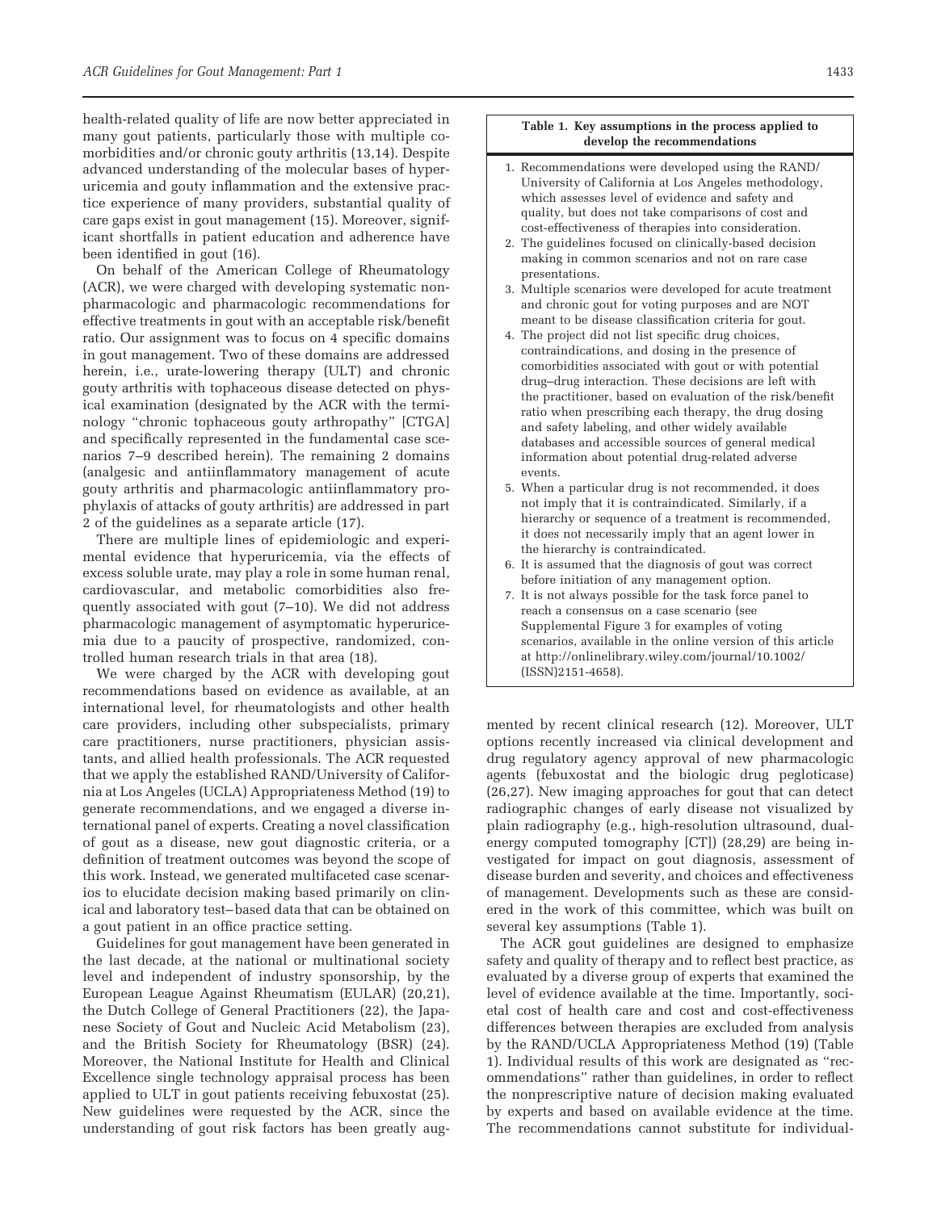health-related quality of life are now better appreciated in many gout patients, particularly those with multiple comorbidities and/or chronic gouty arthritis (13,14). Despite advanced understanding of the molecular bases of hyperuricemia and gouty inflammation and the extensive practice experience of many providers, substantial quality of care gaps exist in gout management (15). Moreover, significant shortfalls in patient education and adherence have been identified in gout (16).

On behalf of the American College of Rheumatology (ACR), we were charged with developing systematic nonpharmacologic and pharmacologic recommendations for effective treatments in gout with an acceptable risk/benefit ratio. Our assignment was to focus on 4 specific domains in gout management. Two of these domains are addressed herein, i.e., urate-lowering therapy (ULT) and chronic gouty arthritis with tophaceous disease detected on physical examination (designated by the ACR with the terminology "chronic tophaceous gouty arthropathy" [CTGA] and specifically represented in the fundamental case scenarios 7–9 described herein). The remaining 2 domains (analgesic and antiinflammatory management of acute gouty arthritis and pharmacologic antiinflammatory prophylaxis of attacks of gouty arthritis) are addressed in part 2 of the guidelines as a separate article (17).

There are multiple lines of epidemiologic and experimental evidence that hyperuricemia, via the effects of excess soluble urate, may play a role in some human renal, cardiovascular, and metabolic comorbidities also frequently associated with gout (7–10). We did not address pharmacologic management of asymptomatic hyperuricemia due to a paucity of prospective, randomized, controlled human research trials in that area (18).

We were charged by the ACR with developing gout recommendations based on evidence as available, at an international level, for rheumatologists and other health care providers, including other subspecialists, primary care practitioners, nurse practitioners, physician assistants, and allied health professionals. The ACR requested that we apply the established RAND/University of California at Los Angeles (UCLA) Appropriateness Method (19) to generate recommendations, and we engaged a diverse international panel of experts. Creating a novel classification of gout as a disease, new gout diagnostic criteria, or a definition of treatment outcomes was beyond the scope of this work. Instead, we generated multifaceted case scenarios to elucidate decision making based primarily on clinical and laboratory test–based data that can be obtained on a gout patient in an office practice setting.

Guidelines for gout management have been generated in the last decade, at the national or multinational society level and independent of industry sponsorship, by the European League Against Rheumatism (EULAR) (20,21), the Dutch College of General Practitioners (22), the Japanese Society of Gout and Nucleic Acid Metabolism (23), and the British Society for Rheumatology (BSR) (24). Moreover, the National Institute for Health and Clinical Excellence single technology appraisal process has been applied to ULT in gout patients receiving febuxostat (25). New guidelines were requested by the ACR, since the understanding of gout risk factors has been greatly augmented by recent clinical research (12). Moreover, ULT options recently increased via clinical development and drug regulatory agency approval of new pharmacologic agents (febuxostat and the biologic drug pegloticase) (26,27). New imaging approaches for gout that can detect radiographic changes of early disease not visualized by plain radiography (e.g., high-resolution ultrasound, dual-energy computed tomography [CT]) (28,29) are being investigated for impact on gout diagnosis, assessment of disease burden and severity, and choices and effectiveness of management. Developments such as these are considered in the work of this committee, which was built on several key assumptions (Table 1).

**Table 1. Key assumptions in the process applied to develop the recommendations**

1. Recommendations were developed using the RAND/University of California at Los Angeles methodology, which assesses level of evidence and safety and quality, but does not take comparisons of cost and cost-effectiveness of therapies into consideration.
2. The guidelines focused on clinically-based decision making in common scenarios and not on rare case presentations.
3. Multiple scenarios were developed for acute treatment and chronic gout for voting purposes and are NOT meant to be disease classification criteria for gout.
4. The project did not list specific drug choices, contraindications, and dosing in the presence of comorbidities associated with gout or with potential drug–drug interaction. These decisions are left with the practitioner, based on evaluation of the risk/benefit ratio when prescribing each therapy, the drug dosing and safety labeling, and other widely available databases and accessible sources of general medical information about potential drug-related adverse events.
5. When a particular drug is not recommended, it does not imply that it is contraindicated. Similarly, if a hierarchy or sequence of a treatment is recommended, it does not necessarily imply that an agent lower in the hierarchy is contraindicated.
6. It is assumed that the diagnosis of gout was correct before initiation of any management option.
7. It is not always possible for the task force panel to reach a consensus on a case scenario (see Supplemental Figure 3 for examples of voting scenarios, available in the online version of this article at http://onlinelibrary.wiley.com/journal/10.1002/(ISSN)2151-4658).

The ACR gout guidelines are designed to emphasize safety and quality of therapy and to reflect best practice, as evaluated by a diverse group of experts that examined the level of evidence available at the time. Importantly, societal cost of health care and cost and cost-effectiveness differences between therapies are excluded from analysis by the RAND/UCLA Appropriateness Method (19) (Table 1). Individual results of this work are designated as "recommendations" rather than guidelines, in order to reflect the nonprescriptive nature of decision making evaluated by experts and based on available evidence at the time. The recommendations cannot substitute for individual-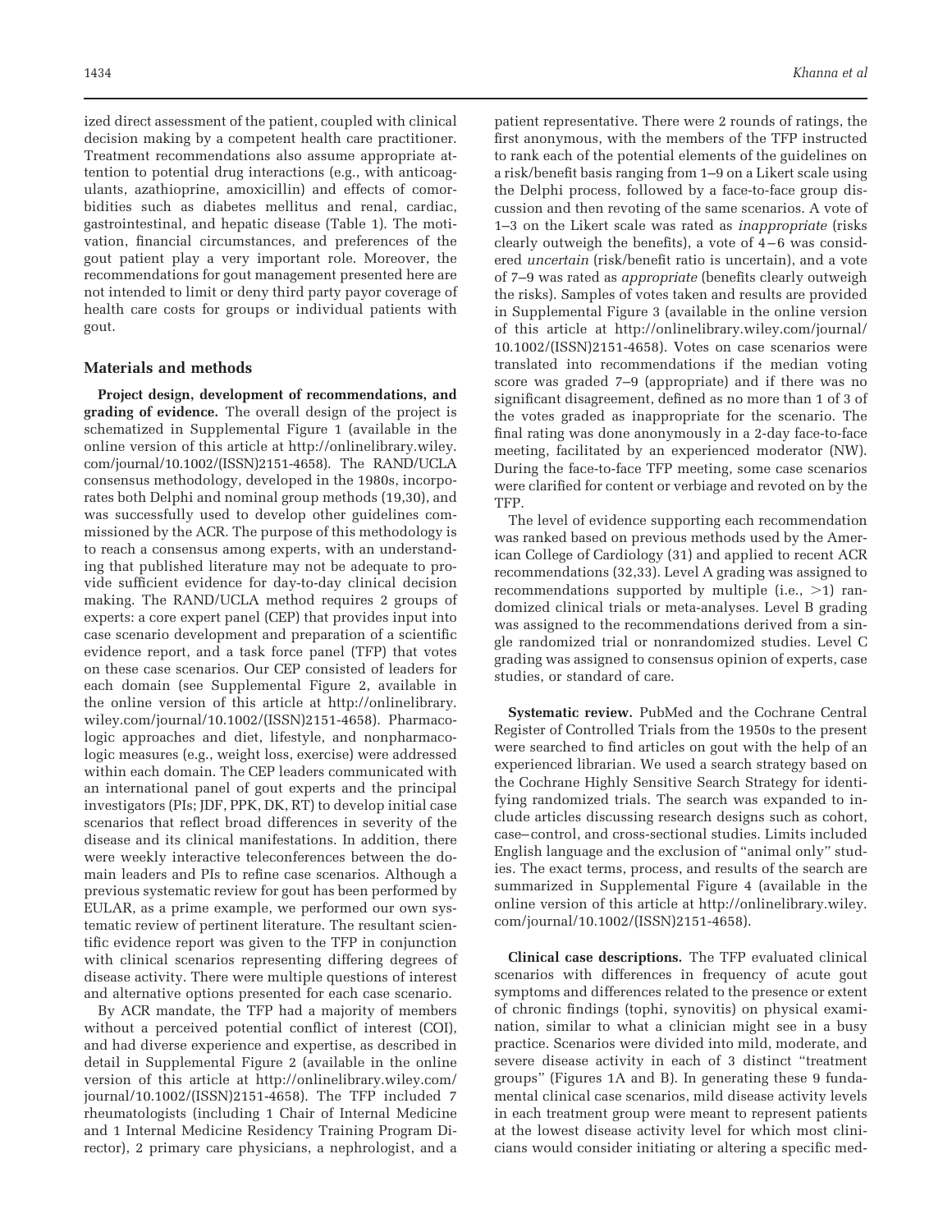ized direct assessment of the patient, coupled with clinical decision making by a competent health care practitioner. Treatment recommendations also assume appropriate attention to potential drug interactions (e.g., with anticoagulants, azathioprine, amoxicillin) and effects of comorbidities such as diabetes mellitus and renal, cardiac, gastrointestinal, and hepatic disease (Table 1). The motivation, financial circumstances, and preferences of the gout patient play a very important role. Moreover, the recommendations for gout management presented here are not intended to limit or deny third party payor coverage of health care costs for groups or individual patients with gout.

## Materials and methods

**Project design, development of recommendations, and grading of evidence.** The overall design of the project is schematized in Supplemental Figure 1 (available in the online version of this article at http://onlinelibrary.wiley.com/journal/10.1002/(ISSN)2151-4658). The RAND/UCLA consensus methodology, developed in the 1980s, incorporates both Delphi and nominal group methods (19,30), and was successfully used to develop other guidelines commissioned by the ACR. The purpose of this methodology is to reach a consensus among experts, with an understanding that published literature may not be adequate to provide sufficient evidence for day-to-day clinical decision making. The RAND/UCLA method requires 2 groups of experts: a core expert panel (CEP) that provides input into case scenario development and preparation of a scientific evidence report, and a task force panel (TFP) that votes on these case scenarios. Our CEP consisted of leaders for each domain (see Supplemental Figure 2, available in the online version of this article at http://onlinelibrary.wiley.com/journal/10.1002/(ISSN)2151-4658). Pharmacologic approaches and diet, lifestyle, and nonpharmacologic measures (e.g., weight loss, exercise) were addressed within each domain. The CEP leaders communicated with an international panel of gout experts and the principal investigators (PIs; JDF, PPK, DK, RT) to develop initial case scenarios that reflect broad differences in severity of the disease and its clinical manifestations. In addition, there were weekly interactive teleconferences between the domain leaders and PIs to refine case scenarios. Although a previous systematic review for gout has been performed by EULAR, as a prime example, we performed our own systematic review of pertinent literature. The resultant scientific evidence report was given to the TFP in conjunction with clinical scenarios representing differing degrees of disease activity. There were multiple questions of interest and alternative options presented for each case scenario.

By ACR mandate, the TFP had a majority of members without a perceived potential conflict of interest (COI), and had diverse experience and expertise, as described in detail in Supplemental Figure 2 (available in the online version of this article at http://onlinelibrary.wiley.com/journal/10.1002/(ISSN)2151-4658). The TFP included 7 rheumatologists (including 1 Chair of Internal Medicine and 1 Internal Medicine Residency Training Program Director), 2 primary care physicians, a nephrologist, and a patient representative. There were 2 rounds of ratings, the first anonymous, with the members of the TFP instructed to rank each of the potential elements of the guidelines on a risk/benefit basis ranging from 1–9 on a Likert scale using the Delphi process, followed by a face-to-face group discussion and then revoting of the same scenarios. A vote of 1–3 on the Likert scale was rated as *inappropriate* (risks clearly outweigh the benefits), a vote of 4–6 was considered *uncertain* (risk/benefit ratio is uncertain), and a vote of 7–9 was rated as *appropriate* (benefits clearly outweigh the risks). Samples of votes taken and results are provided in Supplemental Figure 3 (available in the online version of this article at http://onlinelibrary.wiley.com/journal/10.1002/(ISSN)2151-4658). Votes on case scenarios were translated into recommendations if the median voting score was graded 7–9 (appropriate) and if there was no significant disagreement, defined as no more than 1 of 3 of the votes graded as inappropriate for the scenario. The final rating was done anonymously in a 2-day face-to-face meeting, facilitated by an experienced moderator (NW). During the face-to-face TFP meeting, some case scenarios were clarified for content or verbiage and revoted on by the TFP.

The level of evidence supporting each recommendation was ranked based on previous methods used by the American College of Cardiology (31) and applied to recent ACR recommendations (32,33). Level A grading was assigned to recommendations supported by multiple (i.e., $>1$) randomized clinical trials or meta-analyses. Level B grading was assigned to the recommendations derived from a single randomized trial or nonrandomized studies. Level C grading was assigned to consensus opinion of experts, case studies, or standard of care.

**Systematic review.** PubMed and the Cochrane Central Register of Controlled Trials from the 1950s to the present were searched to find articles on gout with the help of an experienced librarian. We used a search strategy based on the Cochrane Highly Sensitive Search Strategy for identifying randomized trials. The search was expanded to include articles discussing research designs such as cohort, case–control, and cross-sectional studies. Limits included English language and the exclusion of "animal only" studies. The exact terms, process, and results of the search are summarized in Supplemental Figure 4 (available in the online version of this article at http://onlinelibrary.wiley.com/journal/10.1002/(ISSN)2151-4658).

**Clinical case descriptions.** The TFP evaluated clinical scenarios with differences in frequency of acute gout symptoms and differences related to the presence or extent of chronic findings (tophi, synovitis) on physical examination, similar to what a clinician might see in a busy practice. Scenarios were divided into mild, moderate, and severe disease activity in each of 3 distinct "treatment groups" (Figures 1A and B). In generating these 9 fundamental clinical case scenarios, mild disease activity levels in each treatment group were meant to represent patients at the lowest disease activity level for which most clinicians would consider initiating or altering a specific med-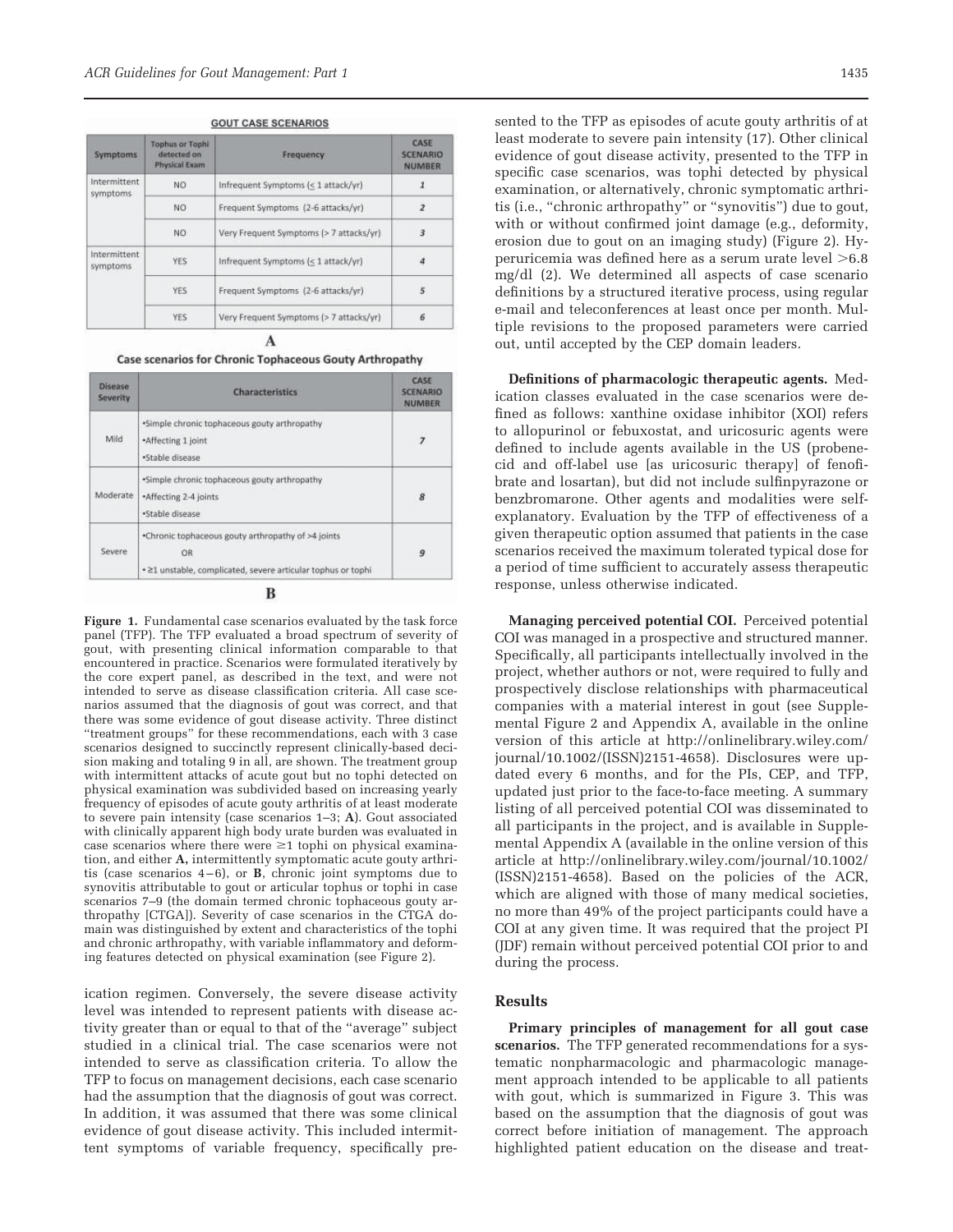**GOUT CASE SCENARIOS**

| Symptoms | Tophus or Tophi detected on Physical Exam | Frequency | CASE SCENARIO NUMBER |
|---|---|---|---|
| Intermittent symptoms | NO | Infrequent Symptoms (≤ 1 attack/yr) | 1 |
| | NO | Frequent Symptoms (2-6 attacks/yr) | 2 |
| | NO | Very Frequent Symptoms (> 7 attacks/yr) | 3 |
| Intermittent symptoms | YES | Infrequent Symptoms (≤ 1 attack/yr) | 4 |
| | YES | Frequent Symptoms (2-6 attacks/yr) | 5 |
| | YES | Very Frequent Symptoms (> 7 attacks/yr) | 6 |

**A**

**Case scenarios for Chronic Tophaceous Gouty Arthropathy**

| Disease Severity | Characteristics | CASE SCENARIO NUMBER |
|---|---|---|
| Mild | •Simple chronic tophaceous gouty arthropathy<br>•Affecting 1 joint<br>•Stable disease | 7 |
| Moderate | •Simple chronic tophaceous gouty arthropathy<br>•Affecting 2-4 joints<br>•Stable disease | 8 |
| Severe | •Chronic tophaceous gouty arthropathy of >4 joints<br>OR<br>• ≥1 unstable, complicated, severe articular tophus or tophi | 9 |

**B**

**Figure 1.** Fundamental case scenarios evaluated by the task force panel (TFP). The TFP evaluated a broad spectrum of severity of gout, with presenting clinical information comparable to that encountered in practice. Scenarios were formulated iteratively by the core expert panel, as described in the text, and were not intended to serve as disease classification criteria. All case scenarios assumed that the diagnosis of gout was correct, and that there was some evidence of gout disease activity. Three distinct "treatment groups" for these recommendations, each with 3 case scenarios designed to succinctly represent clinically-based decision making and totaling 9 in all, are shown. The treatment group with intermittent attacks of acute gout but no tophi detected on physical examination was subdivided based on increasing yearly frequency of episodes of acute gouty arthritis of at least moderate to severe pain intensity (case scenarios 1–3; **A**). Gout associated with clinically apparent high body urate burden was evaluated in case scenarios where there were ≥1 tophi on physical examination, and either **A,** intermittently symptomatic acute gouty arthritis (case scenarios 4–6), or **B**, chronic joint symptoms due to synovitis attributable to gout or articular tophus or tophi in case scenarios 7–9 (the domain termed chronic tophaceous gouty arthropathy [CTGA]). Severity of case scenarios in the CTGA domain was distinguished by extent and characteristics of the tophi and chronic arthropathy, with variable inflammatory and deforming features detected on physical examination (see Figure 2).

ication regimen. Conversely, the severe disease activity level was intended to represent patients with disease activity greater than or equal to that of the "average" subject studied in a clinical trial. The case scenarios were not intended to serve as classification criteria. To allow the TFP to focus on management decisions, each case scenario had the assumption that the diagnosis of gout was correct. In addition, it was assumed that there was some clinical evidence of gout disease activity. This included intermittent symptoms of variable frequency, specifically presented to the TFP as episodes of acute gouty arthritis of at least moderate to severe pain intensity (17). Other clinical evidence of gout disease activity, presented to the TFP in specific case scenarios, was tophi detected by physical examination, or alternatively, chronic symptomatic arthritis (i.e., "chronic arthropathy" or "synovitis") due to gout, with or without confirmed joint damage (e.g., deformity, erosion due to gout on an imaging study) (Figure 2). Hyperuricemia was defined here as a serum urate level >6.8 mg/dl (2). We determined all aspects of case scenario definitions by a structured iterative process, using regular e-mail and teleconferences at least once per month. Multiple revisions to the proposed parameters were carried out, until accepted by the CEP domain leaders.

**Definitions of pharmacologic therapeutic agents.** Medication classes evaluated in the case scenarios were defined as follows: xanthine oxidase inhibitor (XOI) refers to allopurinol or febuxostat, and uricosuric agents were defined to include agents available in the US (probenecid and off-label use [as uricosuric therapy] of fenofibrate and losartan), but did not include sulfinpyrazone or benzbromarone. Other agents and modalities were self-explanatory. Evaluation by the TFP of effectiveness of a given therapeutic option assumed that patients in the case scenarios received the maximum tolerated typical dose for a period of time sufficient to accurately assess therapeutic response, unless otherwise indicated.

**Managing perceived potential COI.** Perceived potential COI was managed in a prospective and structured manner. Specifically, all participants intellectually involved in the project, whether authors or not, were required to fully and prospectively disclose relationships with pharmaceutical companies with a material interest in gout (see Supplemental Figure 2 and Appendix A, available in the online version of this article at http://onlinelibrary.wiley.com/journal/10.1002/(ISSN)2151-4658). Disclosures were updated every 6 months, and for the PIs, CEP, and TFP, updated just prior to the face-to-face meeting. A summary listing of all perceived potential COI was disseminated to all participants in the project, and is available in Supplemental Appendix A (available in the online version of this article at http://onlinelibrary.wiley.com/journal/10.1002/(ISSN)2151-4658). Based on the policies of the ACR, which are aligned with those of many medical societies, no more than 49% of the project participants could have a COI at any given time. It was required that the project PI (JDF) remain without perceived potential COI prior to and during the process.

## Results

**Primary principles of management for all gout case scenarios.** The TFP generated recommendations for a systematic nonpharmacologic and pharmacologic management approach intended to be applicable to all patients with gout, which is summarized in Figure 3. This was based on the assumption that the diagnosis of gout was correct before initiation of management. The approach highlighted patient education on the disease and treat-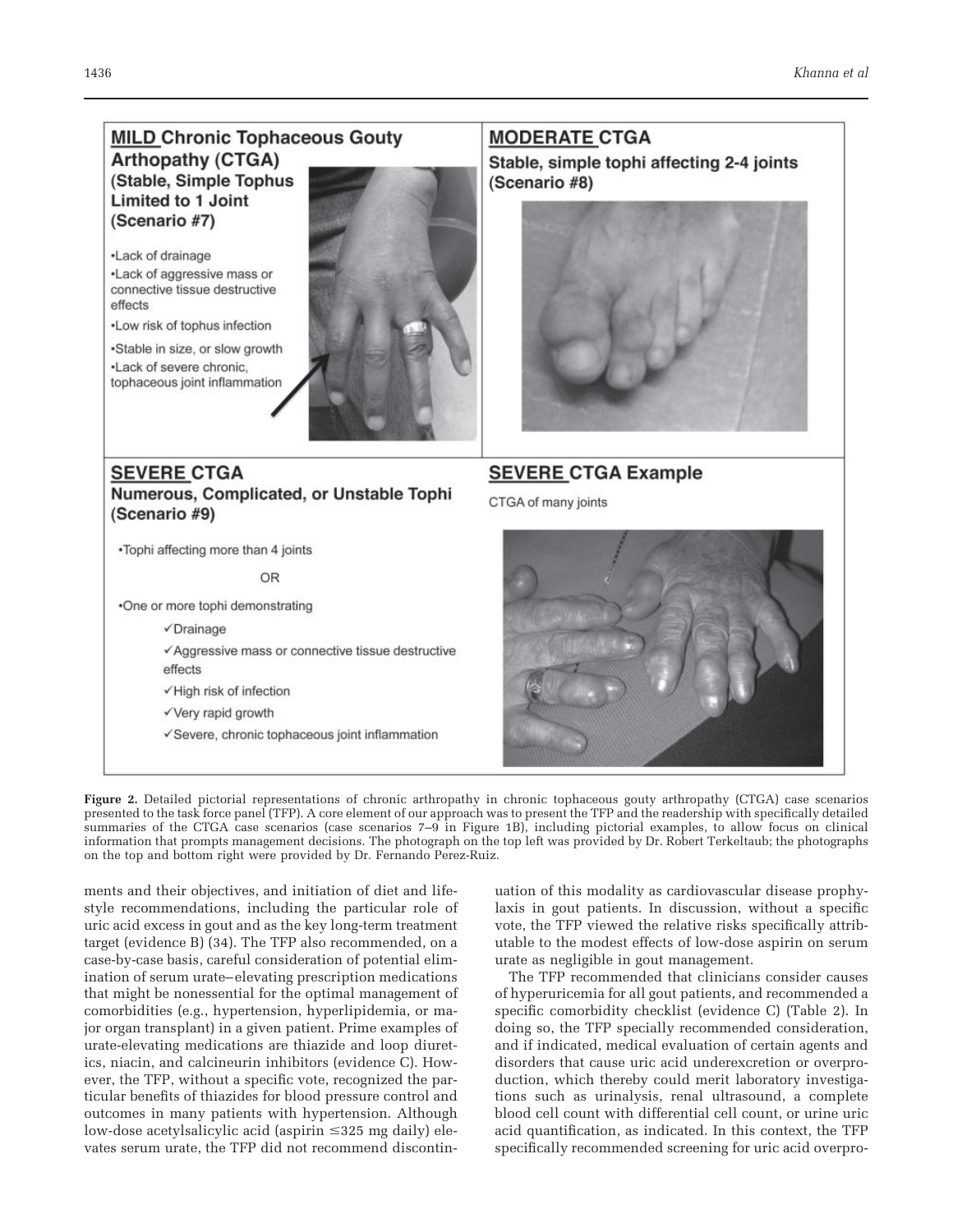**MILD Chronic Tophaceous Gouty Arthopathy (CTGA) (Stable, Simple Tophus Limited to 1 Joint (Scenario #7)**

- Lack of drainage
- Lack of aggressive mass or connective tissue destructive effects
- Low risk of tophus infection
- Stable in size, or slow growth
- Lack of severe chronic, tophaceous joint inflammation

**MODERATE CTGA**
**Stable, simple tophi affecting 2-4 joints (Scenario #8)**

**SEVERE CTGA**
**Numerous, Complicated, or Unstable Tophi (Scenario #9)**

- Tophi affecting more than 4 joints

OR

- One or more tophi demonstrating
  - ✓Drainage
  - ✓Aggressive mass or connective tissue destructive effects
  - ✓High risk of infection
  - ✓Very rapid growth
  - ✓Severe, chronic tophaceous joint inflammation

**SEVERE CTGA Example**

CTGA of many joints

**Figure 2.** Detailed pictorial representations of chronic arthropathy in chronic tophaceous gouty arthropathy (CTGA) case scenarios presented to the task force panel (TFP). A core element of our approach was to present the TFP and the readership with specifically detailed summaries of the CTGA case scenarios (case scenarios 7–9 in Figure 1B), including pictorial examples, to allow focus on clinical information that prompts management decisions. The photograph on the top left was provided by Dr. Robert Terkeltaub; the photographs on the top and bottom right were provided by Dr. Fernando Perez-Ruiz.

ments and their objectives, and initiation of diet and lifestyle recommendations, including the particular role of uric acid excess in gout and as the key long-term treatment target (evidence B) (34). The TFP also recommended, on a case-by-case basis, careful consideration of potential elimination of serum urate–elevating prescription medications that might be nonessential for the optimal management of comorbidities (e.g., hypertension, hyperlipidemia, or major organ transplant) in a given patient. Prime examples of urate-elevating medications are thiazide and loop diuretics, niacin, and calcineurin inhibitors (evidence C). However, the TFP, without a specific vote, recognized the particular benefits of thiazides for blood pressure control and outcomes in many patients with hypertension. Although low-dose acetylsalicylic acid (aspirin ≤325 mg daily) elevates serum urate, the TFP did not recommend discontinuation of this modality as cardiovascular disease prophylaxis in gout patients. In discussion, without a specific vote, the TFP viewed the relative risks specifically attributable to the modest effects of low-dose aspirin on serum urate as negligible in gout management.

The TFP recommended that clinicians consider causes of hyperuricemia for all gout patients, and recommended a specific comorbidity checklist (evidence C) (Table 2). In doing so, the TFP specially recommended consideration, and if indicated, medical evaluation of certain agents and disorders that cause uric acid underexcretion or overproduction, which thereby could merit laboratory investigations such as urinalysis, renal ultrasound, a complete blood cell count with differential cell count, or urine uric acid quantification, as indicated. In this context, the TFP specifically recommended screening for uric acid overpro-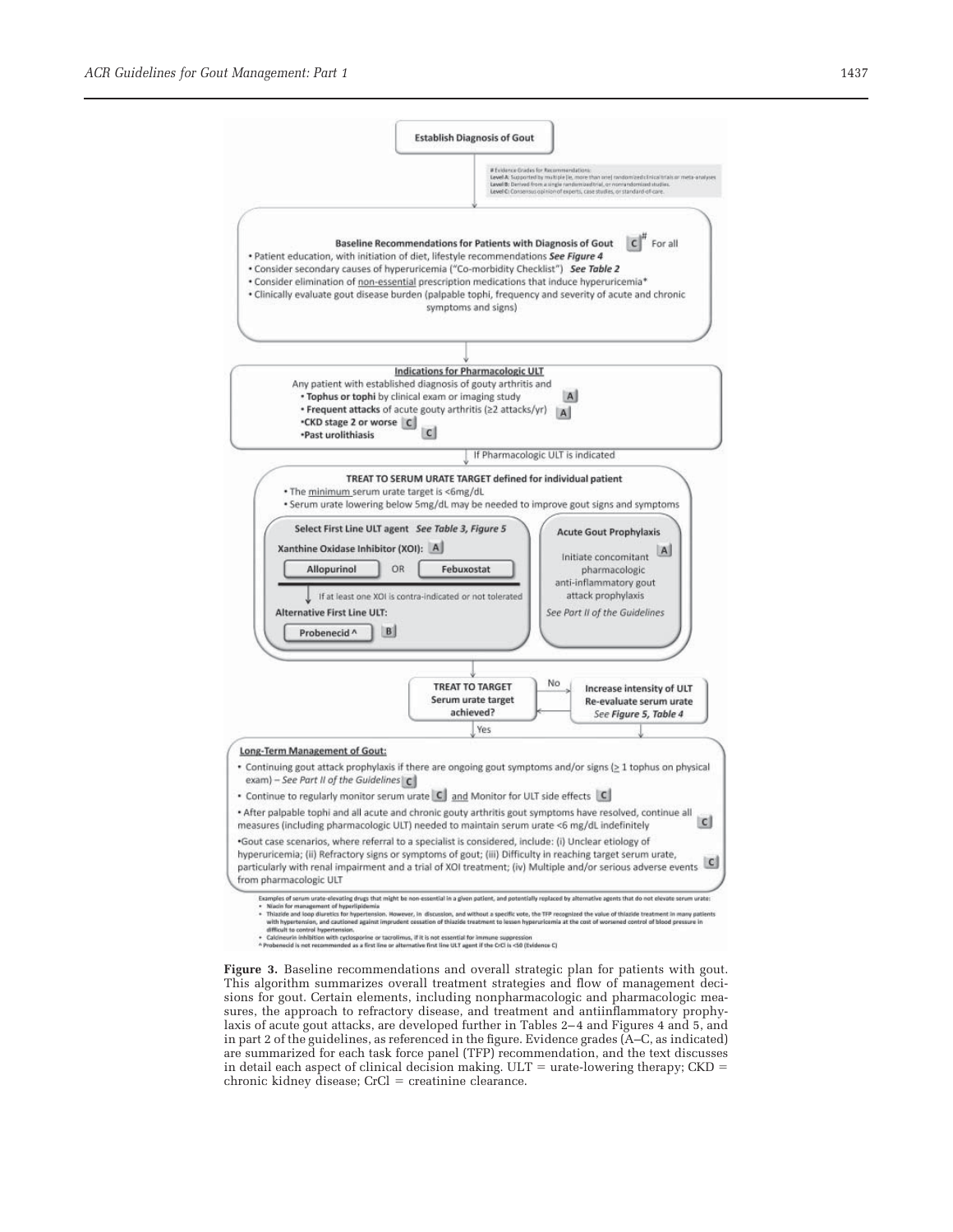**Establish Diagnosis of Gout**

# Evidence Grades for Recommendations:
Level A: Supported by multiple (ie, more than one) randomized clinical trials or meta-analyses
Level B: Derived from a single randomized trial, or nonrandomized studies.
Level C: Consensus opinion of experts, case studies, or standard-of-care.

**Baseline Recommendations for Patients with Diagnosis of Gout** C# For all

- Patient education, with initiation of diet, lifestyle recommendations *See Figure 4*
- Consider secondary causes of hyperuricemia ("Co-morbidity Checklist") *See Table 2*
- Consider elimination of non-essential prescription medications that induce hyperuricemia*
- Clinically evaluate gout disease burden (palpable tophi, frequency and severity of acute and chronic symptoms and signs)

**Indications for Pharmacologic ULT**

Any patient with established diagnosis of gouty arthritis and

- **Tophus or tophi** by clinical exam or imaging study A
- **Frequent attacks** of acute gouty arthritis (≥2 attacks/yr) A
- **CKD stage 2 or worse** C
- **Past urolithiasis** C

If Pharmacologic ULT is indicated

**TREAT TO SERUM URATE TARGET defined for individual patient**

- The minimum serum urate target is <6mg/dL
- Serum urate lowering below 5mg/dL may be needed to improve gout signs and symptoms

**Select First Line ULT agent** *See Table 3, Figure 5*

**Xanthine Oxidase Inhibitor (XOI):** A

**Allopurinol** OR **Febuxostat**

If at least one XOI is contra-indicated or not tolerated

**Alternative First Line ULT:**

**Probenecid ^** B

**Acute Gout Prophylaxis**

Initiate concomitant pharmacologic anti-inflammatory gout attack prophylaxis A

*See Part II of the Guidelines*

**TREAT TO TARGET Serum urate target achieved?**

No → **Increase intensity of ULT Re-evaluate serum urate** *See Figure 5, Table 4*

Yes ↓

**Long-Term Management of Gout:**

- Continuing gout attack prophylaxis if there are ongoing gout symptoms and/or signs (≥ 1 tophus on physical exam) – *See Part II of the Guidelines* C
- Continue to regularly monitor serum urate C and Monitor for ULT side effects C
- After palpable tophi and all acute and chronic gouty arthritis gout symptoms have resolved, continue all measures (including pharmacologic ULT) needed to maintain serum urate <6 mg/dL indefinitely C
- Gout case scenarios, where referral to a specialist is considered, include: (i) Unclear etiology of hyperuricemia; (ii) Refractory signs or symptoms of gout; (iii) Difficulty in reaching target serum urate, particularly with renal impairment and a trial of XOI treatment; (iv) Multiple and/or serious adverse events from pharmacologic ULT C

*Examples of serum urate-elevating drugs that might be non-essential in a given patient, and potentially replaced by alternative agents that do not elevate serum urate:

- Niacin for management of hyperlipidemia
- Thiazide and loop diuretics for hypertension. However, in discussion, and without a specific vote, the TFP recognized the value of thiazide treatment in many patients with hypertension, and cautioned against imprudent cessation of thiazide treatment to lessen hyperuricemia at the cost of worsened control of blood pressure in difficult to control hypertension.
- Calcineurin inhibition with cyclosporine or tacrolimus, if it is not essential for immune suppression

^ Probenecid is not recommended as a first line or alternative first line ULT agent if the CrCl is <50 (Evidence C)

**Figure 3.** Baseline recommendations and overall strategic plan for patients with gout. This algorithm summarizes overall treatment strategies and flow of management decisions for gout. Certain elements, including nonpharmacologic and pharmacologic measures, the approach to refractory disease, and treatment and antiinflammatory prophylaxis of acute gout attacks, are developed further in Tables 2–4 and Figures 4 and 5, and in part 2 of the guidelines, as referenced in the figure. Evidence grades (A–C, as indicated) are summarized for each task force panel (TFP) recommendation, and the text discusses in detail each aspect of clinical decision making. ULT = urate-lowering therapy; CKD = chronic kidney disease; CrCl = creatinine clearance.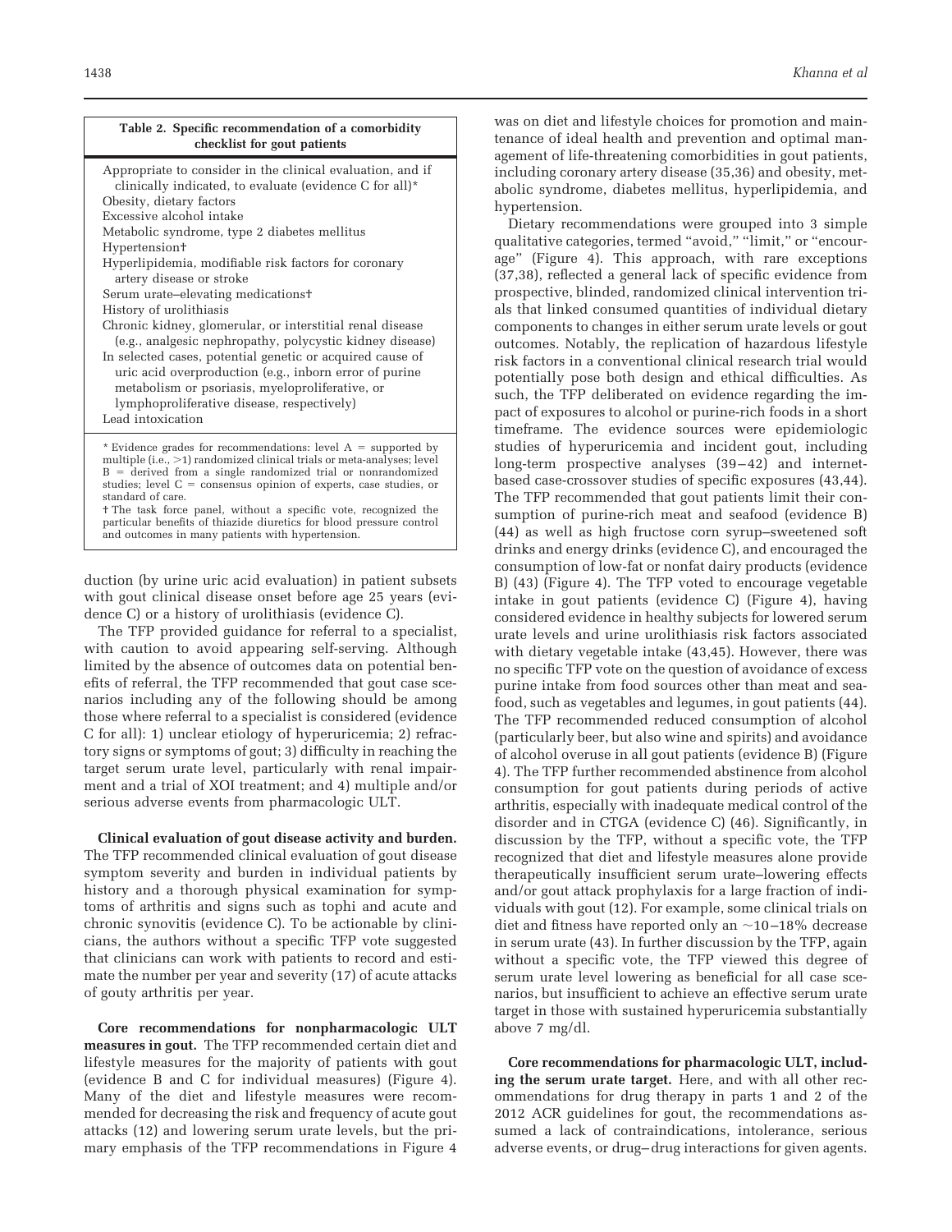**Table 2. Specific recommendation of a comorbidity checklist for gout patients**

| |
|---|
| Appropriate to consider in the clinical evaluation, and if clinically indicated, to evaluate (evidence C for all)* |
| Obesity, dietary factors |
| Excessive alcohol intake |
| Metabolic syndrome, type 2 diabetes mellitus |
| Hypertension† |
| Hyperlipidemia, modifiable risk factors for coronary artery disease or stroke |
| Serum urate–elevating medications† |
| History of urolithiasis |
| Chronic kidney, glomerular, or interstitial renal disease (e.g., analgesic nephropathy, polycystic kidney disease) |
| In selected cases, potential genetic or acquired cause of uric acid overproduction (e.g., inborn error of purine metabolism or psoriasis, myeloproliferative, or lymphoproliferative disease, respectively) |
| Lead intoxication |

* Evidence grades for recommendations: level A = supported by multiple (i.e., >1) randomized clinical trials or meta-analyses; level B = derived from a single randomized trial or nonrandomized studies; level C = consensus opinion of experts, case studies, or standard of care.

† The task force panel, without a specific vote, recognized the particular benefits of thiazide diuretics for blood pressure control and outcomes in many patients with hypertension.

duction (by urine uric acid evaluation) in patient subsets with gout clinical disease onset before age 25 years (evidence C) or a history of urolithiasis (evidence C).

The TFP provided guidance for referral to a specialist, with caution to avoid appearing self-serving. Although limited by the absence of outcomes data on potential benefits of referral, the TFP recommended that gout case scenarios including any of the following should be among those where referral to a specialist is considered (evidence C for all): 1) unclear etiology of hyperuricemia; 2) refractory signs or symptoms of gout; 3) difficulty in reaching the target serum urate level, particularly with renal impairment and a trial of XOI treatment; and 4) multiple and/or serious adverse events from pharmacologic ULT.

**Clinical evaluation of gout disease activity and burden.** The TFP recommended clinical evaluation of gout disease symptom severity and burden in individual patients by history and a thorough physical examination for symptoms of arthritis and signs such as tophi and acute and chronic synovitis (evidence C). To be actionable by clinicians, the authors without a specific TFP vote suggested that clinicians can work with patients to record and estimate the number per year and severity (17) of acute attacks of gouty arthritis per year.

**Core recommendations for nonpharmacologic ULT measures in gout.** The TFP recommended certain diet and lifestyle measures for the majority of patients with gout (evidence B and C for individual measures) (Figure 4). Many of the diet and lifestyle measures were recommended for decreasing the risk and frequency of acute gout attacks (12) and lowering serum urate levels, but the primary emphasis of the TFP recommendations in Figure 4 was on diet and lifestyle choices for promotion and maintenance of ideal health and prevention and optimal management of life-threatening comorbidities in gout patients, including coronary artery disease (35,36) and obesity, metabolic syndrome, diabetes mellitus, hyperlipidemia, and hypertension.

Dietary recommendations were grouped into 3 simple qualitative categories, termed "avoid," "limit," or "encourage" (Figure 4). This approach, with rare exceptions (37,38), reflected a general lack of specific evidence from prospective, blinded, randomized clinical intervention trials that linked consumed quantities of individual dietary components to changes in either serum urate levels or gout outcomes. Notably, the replication of hazardous lifestyle risk factors in a conventional clinical research trial would potentially pose both design and ethical difficulties. As such, the TFP deliberated on evidence regarding the impact of exposures to alcohol or purine-rich foods in a short timeframe. The evidence sources were epidemiologic studies of hyperuricemia and incident gout, including long-term prospective analyses (39–42) and internet-based case-crossover studies of specific exposures (43,44). The TFP recommended that gout patients limit their consumption of purine-rich meat and seafood (evidence B) (44) as well as high fructose corn syrup–sweetened soft drinks and energy drinks (evidence C), and encouraged the consumption of low-fat or nonfat dairy products (evidence B) (43) (Figure 4). The TFP voted to encourage vegetable intake in gout patients (evidence C) (Figure 4), having considered evidence in healthy subjects for lowered serum urate levels and urine urolithiasis risk factors associated with dietary vegetable intake (43,45). However, there was no specific TFP vote on the question of avoidance of excess purine intake from food sources other than meat and seafood, such as vegetables and legumes, in gout patients (44). The TFP recommended reduced consumption of alcohol (particularly beer, but also wine and spirits) and avoidance of alcohol overuse in all gout patients (evidence B) (Figure 4). The TFP further recommended abstinence from alcohol consumption for gout patients during periods of active arthritis, especially with inadequate medical control of the disorder and in CTGA (evidence C) (46). Significantly, in discussion by the TFP, without a specific vote, the TFP recognized that diet and lifestyle measures alone provide therapeutically insufficient serum urate–lowering effects and/or gout attack prophylaxis for a large fraction of individuals with gout (12). For example, some clinical trials on diet and fitness have reported only an ~10–18% decrease in serum urate (43). In further discussion by the TFP, again without a specific vote, the TFP viewed this degree of serum urate level lowering as beneficial for all case scenarios, but insufficient to achieve an effective serum urate target in those with sustained hyperuricemia substantially above 7 mg/dl.

**Core recommendations for pharmacologic ULT, including the serum urate target.** Here, and with all other recommendations for drug therapy in parts 1 and 2 of the 2012 ACR guidelines for gout, the recommendations assumed a lack of contraindications, intolerance, serious adverse events, or drug–drug interactions for given agents.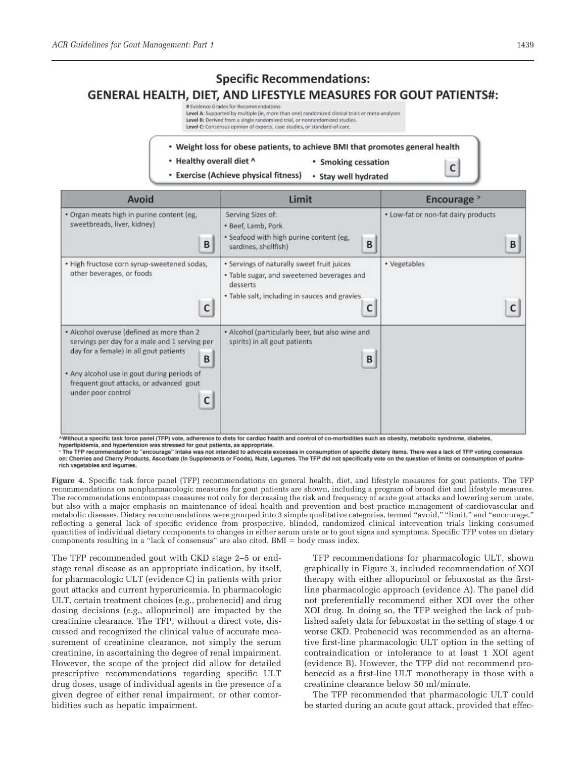## Specific Recommendations:

## GENERAL HEALTH, DIET, AND LIFESTYLE MEASURES FOR GOUT PATIENTS#:

# Evidence Grades for Recommendations:
**Level A**: Supported by multiple (ie, more than one) randomized clinical trials or meta-analyses
**Level B**: Derived from a single randomized trial, or nonrandomized studies.
**Level C**: Consensus opinion of experts, case studies, or standard-of-care.

- **Weight loss for obese patients, to achieve BMI that promotes general health**
- **Healthy overall diet ^**
- **Exercise (Achieve physical fitness)**
- **Smoking cessation**
- **Stay well hydrated**

**C**

| Avoid | Limit | Encourage > |
|---|---|---|
| • Organ meats high in purine content (eg, sweetbreads, liver, kidney) **B** | Serving Sizes of: • Beef, Lamb, Pork • Seafood with high purine content (eg, sardines, shellfish) **B** | • Low-fat or non-fat dairy products **B** |
| • High fructose corn syrup-sweetened sodas, other beverages, or foods **C** | • Servings of naturally sweet fruit juices • Table sugar, and sweetened beverages and desserts • Table salt, including in sauces and gravies **C** | • Vegetables **C** |
| • Alcohol overuse (defined as more than 2 servings per day for a male and 1 serving per day for a female) in all gout patients **B** • Any alcohol use in gout during periods of frequent gout attacks, or advanced gout under poor control **C** | • Alcohol (particularly beer, but also wine and spirits) in all gout patients **B** | |

^Without a specific task force panel (TFP) vote, adherence to diets for cardiac health and control of co-morbidities such as obesity, metabolic syndrome, diabetes, hyperlipidemia, and hypertension was stressed for gout patients, as appropriate.
> The TFP recommendation to "encourage" intake was not intended to advocate excesses in consumption of specific dietary items. There was a lack of TFP voting consensus on: Cherries and Cherry Products, Ascorbate (In Supplements or Foods), Nuts, Legumes. The TFP did not specifically vote on the question of limits on consumption of purine-rich vegetables and legumes.

**Figure 4.** Specific task force panel (TFP) recommendations on general health, diet, and lifestyle measures for gout patients. The TFP recommendations on nonpharmacologic measures for gout patients are shown, including a program of broad diet and lifestyle measures. The recommendations encompass measures not only for decreasing the risk and frequency of acute gout attacks and lowering serum urate, but also with a major emphasis on maintenance of ideal health and prevention and best practice management of cardiovascular and metabolic diseases. Dietary recommendations were grouped into 3 simple qualitative categories, termed "avoid," "limit," and "encourage," reflecting a general lack of specific evidence from prospective, blinded, randomized clinical intervention trials linking consumed quantities of individual dietary components to changes in either serum urate or to gout signs and symptoms. Specific TFP votes on dietary components resulting in a "lack of consensus" are also cited. BMI = body mass index.

The TFP recommended gout with CKD stage 2–5 or end-stage renal disease as an appropriate indication, by itself, for pharmacologic ULT (evidence C) in patients with prior gout attacks and current hyperuricemia. In pharmacologic ULT, certain treatment choices (e.g., probenecid) and drug dosing decisions (e.g., allopurinol) are impacted by the creatinine clearance. The TFP, without a direct vote, discussed and recognized the clinical value of accurate measurement of creatinine clearance, not simply the serum creatinine, in ascertaining the degree of renal impairment. However, the scope of the project did allow for detailed prescriptive recommendations regarding specific ULT drug doses, usage of individual agents in the presence of a given degree of either renal impairment, or other comorbidities such as hepatic impairment.

TFP recommendations for pharmacologic ULT, shown graphically in Figure 3, included recommendation of XOI therapy with either allopurinol or febuxostat as the first-line pharmacologic approach (evidence A). The panel did not preferentially recommend either XOI over the other XOI drug. In doing so, the TFP weighed the lack of published safety data for febuxostat in the setting of stage 4 or worse CKD. Probenecid was recommended as an alternative first-line pharmacologic ULT option in the setting of contraindication or intolerance to at least 1 XOI agent (evidence B). However, the TFP did not recommend probenecid as a first-line ULT monotherapy in those with a creatinine clearance below 50 ml/minute.

The TFP recommended that pharmacologic ULT could be started during an acute gout attack, provided that effec-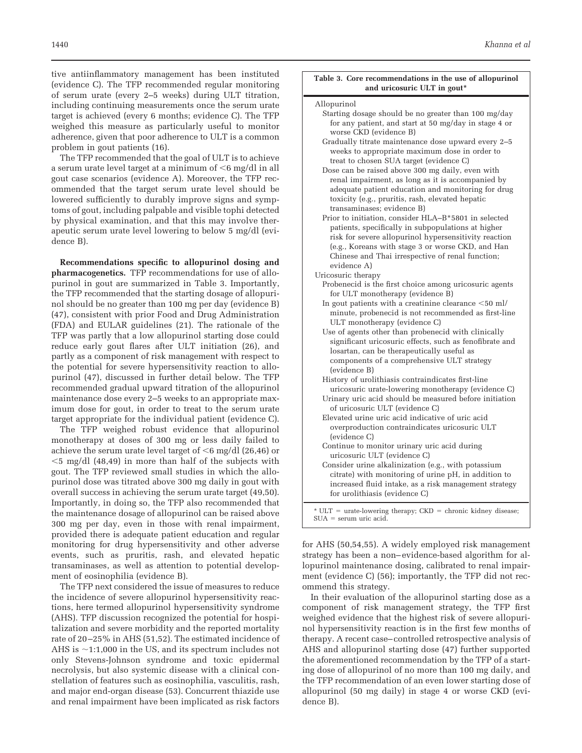tive antiinflammatory management has been instituted (evidence C). The TFP recommended regular monitoring of serum urate (every 2–5 weeks) during ULT titration, including continuing measurements once the serum urate target is achieved (every 6 months; evidence C). The TFP weighed this measure as particularly useful to monitor adherence, given that poor adherence to ULT is a common problem in gout patients (16).

The TFP recommended that the goal of ULT is to achieve a serum urate level target at a minimum of <6 mg/dl in all gout case scenarios (evidence A). Moreover, the TFP recommended that the target serum urate level should be lowered sufficiently to durably improve signs and symptoms of gout, including palpable and visible tophi detected by physical examination, and that this may involve therapeutic serum urate level lowering to below 5 mg/dl (evidence B).

**Recommendations specific to allopurinol dosing and pharmacogenetics.** TFP recommendations for use of allopurinol in gout are summarized in Table 3. Importantly, the TFP recommended that the starting dosage of allopurinol should be no greater than 100 mg per day (evidence B) (47), consistent with prior Food and Drug Administration (FDA) and EULAR guidelines (21). The rationale of the TFP was partly that a low allopurinol starting dose could reduce early gout flares after ULT initiation (26), and partly as a component of risk management with respect to the potential for severe hypersensitivity reaction to allopurinol (47), discussed in further detail below. The TFP recommended gradual upward titration of the allopurinol maintenance dose every 2–5 weeks to an appropriate maximum dose for gout, in order to treat to the serum urate target appropriate for the individual patient (evidence C).

The TFP weighed robust evidence that allopurinol monotherapy at doses of 300 mg or less daily failed to achieve the serum urate level target of <6 mg/dl (26,46) or <5 mg/dl (48,49) in more than half of the subjects with gout. The TFP reviewed small studies in which the allopurinol dose was titrated above 300 mg daily in gout with overall success in achieving the serum urate target (49,50). Importantly, in doing so, the TFP also recommended that the maintenance dosage of allopurinol can be raised above 300 mg per day, even in those with renal impairment, provided there is adequate patient education and regular monitoring for drug hypersensitivity and other adverse events, such as pruritis, rash, and elevated hepatic transaminases, as well as attention to potential development of eosinophilia (evidence B).

The TFP next considered the issue of measures to reduce the incidence of severe allopurinol hypersensitivity reactions, here termed allopurinol hypersensitivity syndrome (AHS). TFP discussion recognized the potential for hospitalization and severe morbidity and the reported mortality rate of 20–25% in AHS (51,52). The estimated incidence of AHS is ~1:1,000 in the US, and its spectrum includes not only Stevens-Johnson syndrome and toxic epidermal necrolysis, but also systemic disease with a clinical constellation of features such as eosinophilia, vasculitis, rash, and major end-organ disease (53). Concurrent thiazide use and renal impairment have been implicated as risk factors for AHS (50,54,55). A widely employed risk management strategy has been a non–evidence-based algorithm for allopurinol maintenance dosing, calibrated to renal impairment (evidence C) (56); importantly, the TFP did not recommend this strategy.

In their evaluation of the allopurinol starting dose as a component of risk management strategy, the TFP first weighed evidence that the highest risk of severe allopurinol hypersensitivity reaction is in the first few months of therapy. A recent case–controlled retrospective analysis of AHS and allopurinol starting dose (47) further supported the aforementioned recommendation by the TFP of a starting dose of allopurinol of no more than 100 mg daily, and the TFP recommendation of an even lower starting dose of allopurinol (50 mg daily) in stage 4 or worse CKD (evidence B).

**Table 3. Core recommendations in the use of allopurinol and uricosuric ULT in gout***

Allopurinol
- Starting dosage should be no greater than 100 mg/day for any patient, and start at 50 mg/day in stage 4 or worse CKD (evidence B)
- Gradually titrate maintenance dose upward every 2–5 weeks to appropriate maximum dose in order to treat to chosen SUA target (evidence C)
- Dose can be raised above 300 mg daily, even with renal impairment, as long as it is accompanied by adequate patient education and monitoring for drug toxicity (e.g., pruritis, rash, elevated hepatic transaminases; evidence B)
- Prior to initiation, consider HLA–B*5801 in selected patients, specifically in subpopulations at higher risk for severe allopurinol hypersensitivity reaction (e.g., Koreans with stage 3 or worse CKD, and Han Chinese and Thai irrespective of renal function; evidence A)

Uricosuric therapy
- Probenecid is the first choice among uricosuric agents for ULT monotherapy (evidence B)
- In gout patients with a creatinine clearance <50 ml/minute, probenecid is not recommended as first-line ULT monotherapy (evidence C)
- Use of agents other than probenecid with clinically significant uricosuric effects, such as fenofibrate and losartan, can be therapeutically useful as components of a comprehensive ULT strategy (evidence B)
- History of urolithiasis contraindicates first-line uricosuric urate-lowering monotherapy (evidence C)
- Urinary uric acid should be measured before initiation of uricosuric ULT (evidence C)
- Elevated urine uric acid indicative of uric acid overproduction contraindicates uricosuric ULT (evidence C)
- Continue to monitor urinary uric acid during uricosuric ULT (evidence C)
- Consider urine alkalinization (e.g., with potassium citrate) with monitoring of urine pH, in addition to increased fluid intake, as a risk management strategy for urolithiasis (evidence C)

\* ULT = urate-lowering therapy; CKD = chronic kidney disease; SUA = serum uric acid.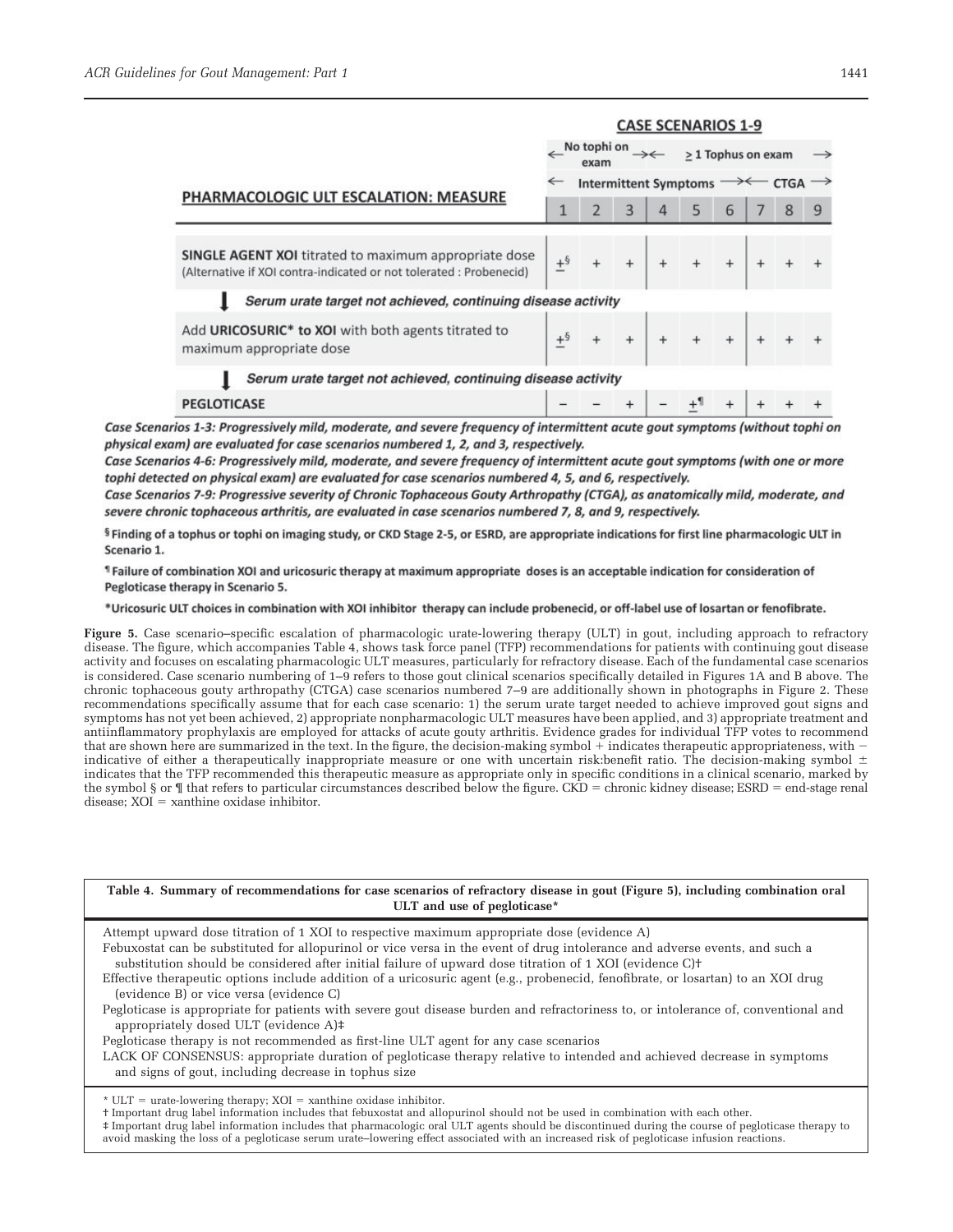| PHARMACOLOGIC ULT ESCALATION: MEASURE | CASE SCENARIOS 1-9 | | | | | | | | |
|---|---|---|---|---|---|---|---|---|---|
| | No tophi on exam | | | ≥ 1 Tophus on exam | | | | | |
| | Intermittent Symptoms | | | | | | CTGA | | |
| | 1 | 2 | 3 | 4 | 5 | 6 | 7 | 8 | 9 |
| **SINGLE AGENT XOI** titrated to maximum appropriate dose (Alternative if XOI contra-indicated or not tolerated : Probenecid) | ±§ | + | + | + | + | + | + | + | + |
| ↓ *Serum urate target not achieved, continuing disease activity* | | | | | | | | | |
| Add **URICOSURIC*** **to XOI** with both agents titrated to maximum appropriate dose | ±§ | + | + | + | + | + | + | + | + |
| ↓ *Serum urate target not achieved, continuing disease activity* | | | | | | | | | |
| **PEGLOTICASE** | − | − | + | − | ±¶ | + | + | + | + |

***Case Scenarios 1-3: Progressively mild, moderate, and severe frequency of intermittent acute gout symptoms (without tophi on physical exam) are evaluated for case scenarios numbered 1, 2, and 3, respectively.***

***Case Scenarios 4-6: Progressively mild, moderate, and severe frequency of intermittent acute gout symptoms (with one or more tophi detected on physical exam) are evaluated for case scenarios numbered 4, 5, and 6, respectively.***

***Case Scenarios 7-9: Progressive severity of Chronic Tophaceous Gouty Arthropathy (CTGA), as anatomically mild, moderate, and severe chronic tophaceous arthritis, are evaluated in case scenarios numbered 7, 8, and 9, respectively.***

**§ Finding of a tophus or tophi on imaging study, or CKD Stage 2-5, or ESRD, are appropriate indications for first line pharmacologic ULT in Scenario 1.**

**¶ Failure of combination XOI and uricosuric therapy at maximum appropriate doses is an acceptable indication for consideration of Pegloticase therapy in Scenario 5.**

**\*Uricosuric ULT choices in combination with XOI inhibitor therapy can include probenecid, or off-label use of losartan or fenofibrate.**

**Figure 5.** Case scenario–specific escalation of pharmacologic urate-lowering therapy (ULT) in gout, including approach to refractory disease. The figure, which accompanies Table 4, shows task force panel (TFP) recommendations for patients with continuing gout disease activity and focuses on escalating pharmacologic ULT measures, particularly for refractory disease. Each of the fundamental case scenarios is considered. Case scenario numbering of 1–9 refers to those gout clinical scenarios specifically detailed in Figures 1A and B above. The chronic tophaceous gouty arthropathy (CTGA) case scenarios numbered 7–9 are additionally shown in photographs in Figure 2. These recommendations specifically assume that for each case scenario: 1) the serum urate target needed to achieve improved gout signs and symptoms has not yet been achieved, 2) appropriate nonpharmacologic ULT measures have been applied, and 3) appropriate treatment and antiinflammatory prophylaxis are employed for attacks of acute gouty arthritis. Evidence grades for individual TFP votes to recommend that are shown here are summarized in the text. In the figure, the decision-making symbol + indicates therapeutic appropriateness, with − indicative of either a therapeutically inappropriate measure or one with uncertain risk:benefit ratio. The decision-making symbol ± indicates that the TFP recommended this therapeutic measure as appropriate only in specific conditions in a clinical scenario, marked by the symbol § or ¶ that refers to particular circumstances described below the figure. CKD = chronic kidney disease; ESRD = end-stage renal disease; XOI = xanthine oxidase inhibitor.

**Table 4. Summary of recommendations for case scenarios of refractory disease in gout (Figure 5), including combination oral ULT and use of pegloticase***

Attempt upward dose titration of 1 XOI to respective maximum appropriate dose (evidence A)

Febuxostat can be substituted for allopurinol or vice versa in the event of drug intolerance and adverse events, and such a substitution should be considered after initial failure of upward dose titration of 1 XOI (evidence C)†

Effective therapeutic options include addition of a uricosuric agent (e.g., probenecid, fenofibrate, or losartan) to an XOI drug (evidence B) or vice versa (evidence C)

Pegloticase is appropriate for patients with severe gout disease burden and refractoriness to, or intolerance of, conventional and appropriately dosed ULT (evidence A)‡

Pegloticase therapy is not recommended as first-line ULT agent for any case scenarios

LACK OF CONSENSUS: appropriate duration of pegloticase therapy relative to intended and achieved decrease in symptoms and signs of gout, including decrease in tophus size

\* ULT = urate-lowering therapy; XOI = xanthine oxidase inhibitor.
† Important drug label information includes that febuxostat and allopurinol should not be used in combination with each other.
‡ Important drug label information includes that pharmacologic oral ULT agents should be discontinued during the course of pegloticase therapy to avoid masking the loss of a pegloticase serum urate–lowering effect associated with an increased risk of pegloticase infusion reactions.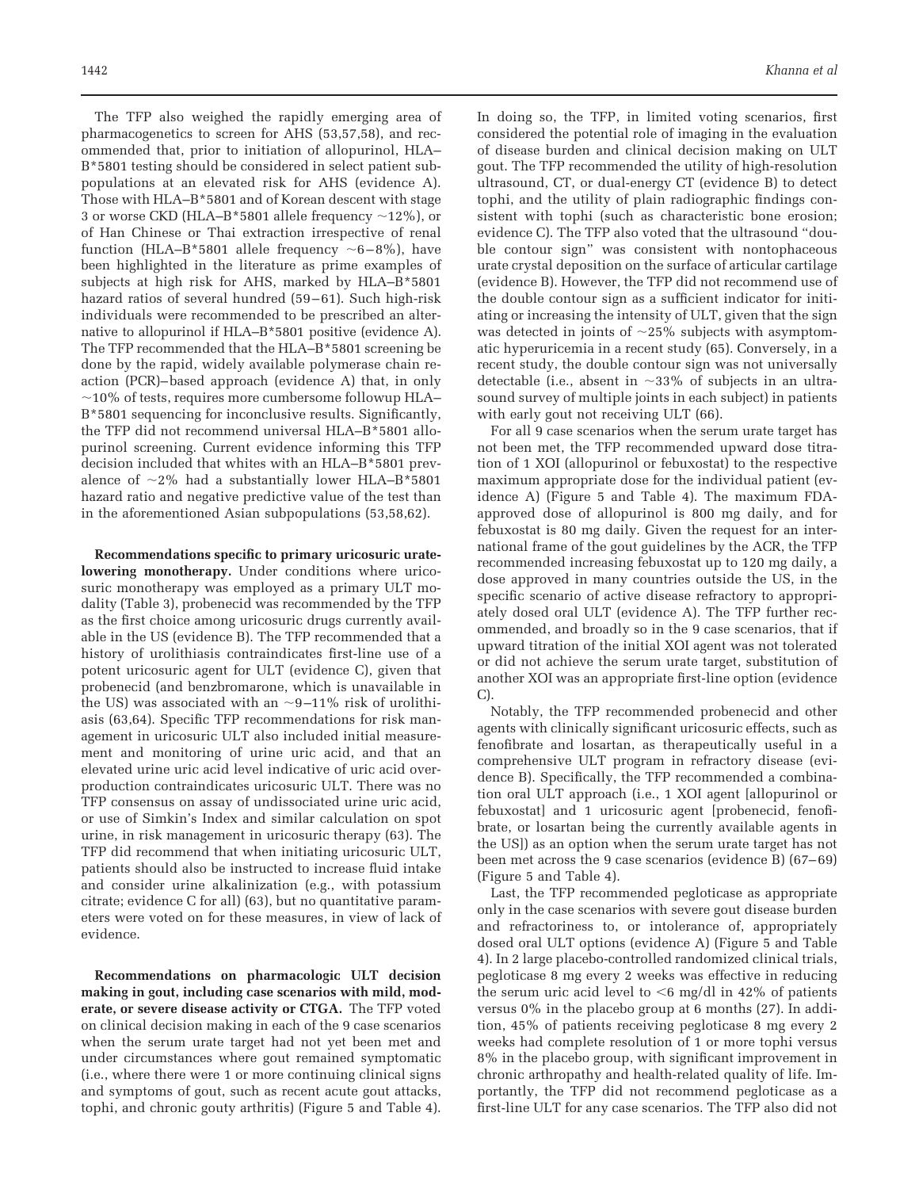The TFP also weighed the rapidly emerging area of pharmacogenetics to screen for AHS (53,57,58), and recommended that, prior to initiation of allopurinol, HLA–B*5801 testing should be considered in select patient subpopulations at an elevated risk for AHS (evidence A). Those with HLA–B*5801 and of Korean descent with stage 3 or worse CKD (HLA–B*5801 allele frequency ~12%), or of Han Chinese or Thai extraction irrespective of renal function (HLA–B*5801 allele frequency ~6–8%), have been highlighted in the literature as prime examples of subjects at high risk for AHS, marked by HLA–B*5801 hazard ratios of several hundred (59–61). Such high-risk individuals were recommended to be prescribed an alternative to allopurinol if HLA–B*5801 positive (evidence A). The TFP recommended that the HLA–B*5801 screening be done by the rapid, widely available polymerase chain reaction (PCR)–based approach (evidence A) that, in only ~10% of tests, requires more cumbersome followup HLA–B*5801 sequencing for inconclusive results. Significantly, the TFP did not recommend universal HLA–B*5801 allopurinol screening. Current evidence informing this TFP decision included that whites with an HLA–B*5801 prevalence of ~2% had a substantially lower HLA–B*5801 hazard ratio and negative predictive value of the test than in the aforementioned Asian subpopulations (53,58,62).

**Recommendations specific to primary uricosuric urate-lowering monotherapy.** Under conditions where uricosuric monotherapy was employed as a primary ULT modality (Table 3), probenecid was recommended by the TFP as the first choice among uricosuric drugs currently available in the US (evidence B). The TFP recommended that a history of urolithiasis contraindicates first-line use of a potent uricosuric agent for ULT (evidence C), given that probenecid (and benzbromarone, which is unavailable in the US) was associated with an ~9–11% risk of urolithiasis (63,64). Specific TFP recommendations for risk management in uricosuric ULT also included initial measurement and monitoring of urine uric acid, and that an elevated urine uric acid level indicative of uric acid overproduction contraindicates uricosuric ULT. There was no TFP consensus on assay of undissociated urine uric acid, or use of Simkin's Index and similar calculation on spot urine, in risk management in uricosuric therapy (63). The TFP did recommend that when initiating uricosuric ULT, patients should also be instructed to increase fluid intake and consider urine alkalinization (e.g., with potassium citrate; evidence C for all) (63), but no quantitative parameters were voted on for these measures, in view of lack of evidence.

**Recommendations on pharmacologic ULT decision making in gout, including case scenarios with mild, moderate, or severe disease activity or CTGA.** The TFP voted on clinical decision making in each of the 9 case scenarios when the serum urate target had not yet been met and under circumstances where gout remained symptomatic (i.e., where there were 1 or more continuing clinical signs and symptoms of gout, such as recent acute gout attacks, tophi, and chronic gouty arthritis) (Figure 5 and Table 4). In doing so, the TFP, in limited voting scenarios, first considered the potential role of imaging in the evaluation of disease burden and clinical decision making on ULT gout. The TFP recommended the utility of high-resolution ultrasound, CT, or dual-energy CT (evidence B) to detect tophi, and the utility of plain radiographic findings consistent with tophi (such as characteristic bone erosion; evidence C). The TFP also voted that the ultrasound "double contour sign" was consistent with nontophaceous urate crystal deposition on the surface of articular cartilage (evidence B). However, the TFP did not recommend use of the double contour sign as a sufficient indicator for initiating or increasing the intensity of ULT, given that the sign was detected in joints of ~25% subjects with asymptomatic hyperuricemia in a recent study (65). Conversely, in a recent study, the double contour sign was not universally detectable (i.e., absent in ~33% of subjects in an ultrasound survey of multiple joints in each subject) in patients with early gout not receiving ULT (66).

For all 9 case scenarios when the serum urate target has not been met, the TFP recommended upward dose titration of 1 XOI (allopurinol or febuxostat) to the respective maximum appropriate dose for the individual patient (evidence A) (Figure 5 and Table 4). The maximum FDA-approved dose of allopurinol is 800 mg daily, and for febuxostat is 80 mg daily. Given the request for an international frame of the gout guidelines by the ACR, the TFP recommended increasing febuxostat up to 120 mg daily, a dose approved in many countries outside the US, in the specific scenario of active disease refractory to appropriately dosed oral ULT (evidence A). The TFP further recommended, and broadly so in the 9 case scenarios, that if upward titration of the initial XOI agent was not tolerated or did not achieve the serum urate target, substitution of another XOI was an appropriate first-line option (evidence C).

Notably, the TFP recommended probenecid and other agents with clinically significant uricosuric effects, such as fenofibrate and losartan, as therapeutically useful in a comprehensive ULT program in refractory disease (evidence B). Specifically, the TFP recommended a combination oral ULT approach (i.e., 1 XOI agent [allopurinol or febuxostat] and 1 uricosuric agent [probenecid, fenofibrate, or losartan being the currently available agents in the US]) as an option when the serum urate target has not been met across the 9 case scenarios (evidence B) (67–69) (Figure 5 and Table 4).

Last, the TFP recommended pegloticase as appropriate only in the case scenarios with severe gout disease burden and refractoriness to, or intolerance of, appropriately dosed oral ULT options (evidence A) (Figure 5 and Table 4). In 2 large placebo-controlled randomized clinical trials, pegloticase 8 mg every 2 weeks was effective in reducing the serum uric acid level to $<6$ mg/dl in 42% of patients versus 0% in the placebo group at 6 months (27). In addition, 45% of patients receiving pegloticase 8 mg every 2 weeks had complete resolution of 1 or more tophi versus 8% in the placebo group, with significant improvement in chronic arthropathy and health-related quality of life. Importantly, the TFP did not recommend pegloticase as a first-line ULT for any case scenarios. The TFP also did not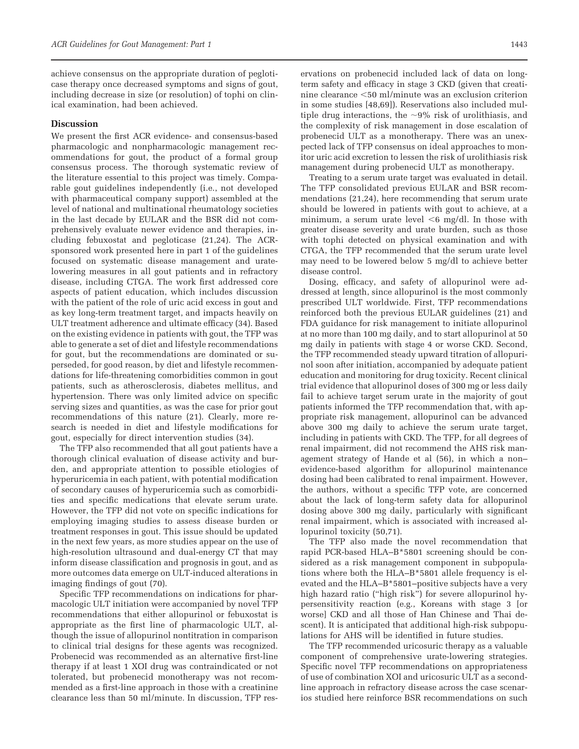achieve consensus on the appropriate duration of pegloticase therapy once decreased symptoms and signs of gout, including decrease in size (or resolution) of tophi on clinical examination, had been achieved.

## Discussion

We present the first ACR evidence- and consensus-based pharmacologic and nonpharmacologic management recommendations for gout, the product of a formal group consensus process. The thorough systematic review of the literature essential to this project was timely. Comparable gout guidelines independently (i.e., not developed with pharmaceutical company support) assembled at the level of national and multinational rheumatology societies in the last decade by EULAR and the BSR did not comprehensively evaluate newer evidence and therapies, including febuxostat and pegloticase (21,24). The ACR-sponsored work presented here in part 1 of the guidelines focused on systematic disease management and urate-lowering measures in all gout patients and in refractory disease, including CTGA. The work first addressed core aspects of patient education, which includes discussion with the patient of the role of uric acid excess in gout and as key long-term treatment target, and impacts heavily on ULT treatment adherence and ultimate efficacy (34). Based on the existing evidence in patients with gout, the TFP was able to generate a set of diet and lifestyle recommendations for gout, but the recommendations are dominated or superseded, for good reason, by diet and lifestyle recommendations for life-threatening comorbidities common in gout patients, such as atherosclerosis, diabetes mellitus, and hypertension. There was only limited advice on specific serving sizes and quantities, as was the case for prior gout recommendations of this nature (21). Clearly, more research is needed in diet and lifestyle modifications for gout, especially for direct intervention studies (34).

The TFP also recommended that all gout patients have a thorough clinical evaluation of disease activity and burden, and appropriate attention to possible etiologies of hyperuricemia in each patient, with potential modification of secondary causes of hyperuricemia such as comorbidities and specific medications that elevate serum urate. However, the TFP did not vote on specific indications for employing imaging studies to assess disease burden or treatment responses in gout. This issue should be updated in the next few years, as more studies appear on the use of high-resolution ultrasound and dual-energy CT that may inform disease classification and prognosis in gout, and as more outcomes data emerge on ULT-induced alterations in imaging findings of gout (70).

Specific TFP recommendations on indications for pharmacologic ULT initiation were accompanied by novel TFP recommendations that either allopurinol or febuxostat is appropriate as the first line of pharmacologic ULT, although the issue of allopurinol nontitration in comparison to clinical trial designs for these agents was recognized. Probenecid was recommended as an alternative first-line therapy if at least 1 XOI drug was contraindicated or not tolerated, but probenecid monotherapy was not recommended as a first-line approach in those with a creatinine clearance less than 50 ml/minute. In discussion, TFP reservations on probenecid included lack of data on long-term safety and efficacy in stage 3 CKD (given that creatinine clearance <50 ml/minute was an exclusion criterion in some studies [48,69]). Reservations also included multiple drug interactions, the ~9% risk of urolithiasis, and the complexity of risk management in dose escalation of probenecid ULT as a monotherapy. There was an unexpected lack of TFP consensus on ideal approaches to monitor uric acid excretion to lessen the risk of urolithiasis risk management during probenecid ULT as monotherapy.

Treating to a serum urate target was evaluated in detail. The TFP consolidated previous EULAR and BSR recommendations (21,24), here recommending that serum urate should be lowered in patients with gout to achieve, at a minimum, a serum urate level <6 mg/dl. In those with greater disease severity and urate burden, such as those with tophi detected on physical examination and with CTGA, the TFP recommended that the serum urate level may need to be lowered below 5 mg/dl to achieve better disease control.

Dosing, efficacy, and safety of allopurinol were addressed at length, since allopurinol is the most commonly prescribed ULT worldwide. First, TFP recommendations reinforced both the previous EULAR guidelines (21) and FDA guidance for risk management to initiate allopurinol at no more than 100 mg daily, and to start allopurinol at 50 mg daily in patients with stage 4 or worse CKD. Second, the TFP recommended steady upward titration of allopurinol soon after initiation, accompanied by adequate patient education and monitoring for drug toxicity. Recent clinical trial evidence that allopurinol doses of 300 mg or less daily fail to achieve target serum urate in the majority of gout patients informed the TFP recommendation that, with appropriate risk management, allopurinol can be advanced above 300 mg daily to achieve the serum urate target, including in patients with CKD. The TFP, for all degrees of renal impairment, did not recommend the AHS risk management strategy of Hande et al (56), in which a non–evidence-based algorithm for allopurinol maintenance dosing had been calibrated to renal impairment. However, the authors, without a specific TFP vote, are concerned about the lack of long-term safety data for allopurinol dosing above 300 mg daily, particularly with significant renal impairment, which is associated with increased allopurinol toxicity (50,71).

The TFP also made the novel recommendation that rapid PCR-based HLA–B*5801 screening should be considered as a risk management component in subpopulations where both the HLA–B*5801 allele frequency is elevated and the HLA–B*5801–positive subjects have a very high hazard ratio ("high risk") for severe allopurinol hypersensitivity reaction (e.g., Koreans with stage 3 [or worse] CKD and all those of Han Chinese and Thai descent). It is anticipated that additional high-risk subpopulations for AHS will be identified in future studies.

The TFP recommended uricosuric therapy as a valuable component of comprehensive urate-lowering strategies. Specific novel TFP recommendations on appropriateness of use of combination XOI and uricosuric ULT as a second-line approach in refractory disease across the case scenarios studied here reinforce BSR recommendations on such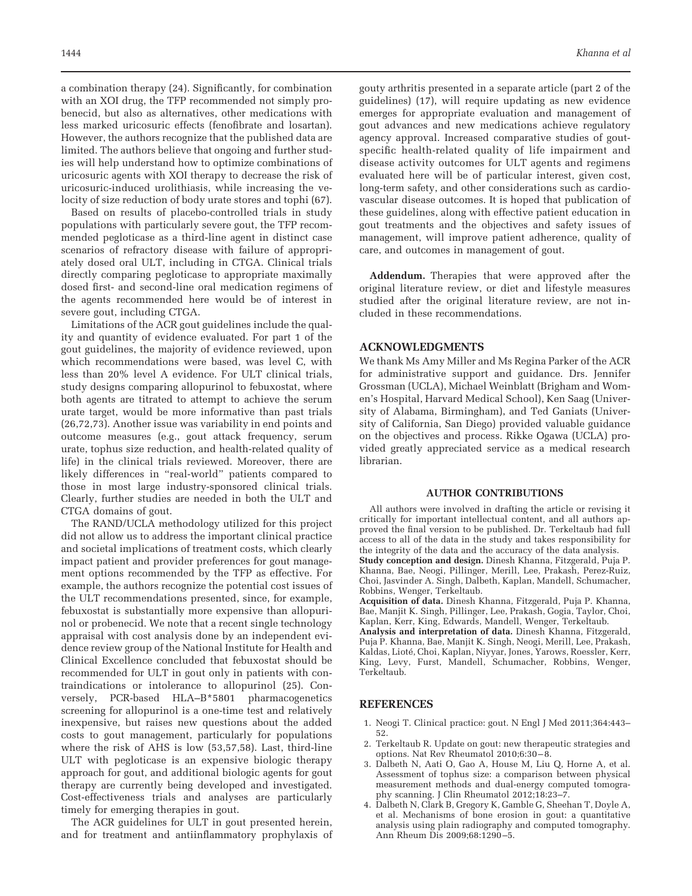a combination therapy (24). Significantly, for combination with an XOI drug, the TFP recommended not simply probenecid, but also as alternatives, other medications with less marked uricosuric effects (fenofibrate and losartan). However, the authors recognize that the published data are limited. The authors believe that ongoing and further studies will help understand how to optimize combinations of uricosuric agents with XOI therapy to decrease the risk of uricosuric-induced urolithiasis, while increasing the velocity of size reduction of body urate stores and tophi (67).

Based on results of placebo-controlled trials in study populations with particularly severe gout, the TFP recommended pegloticase as a third-line agent in distinct case scenarios of refractory disease with failure of appropriately dosed oral ULT, including in CTGA. Clinical trials directly comparing pegloticase to appropriate maximally dosed first- and second-line oral medication regimens of the agents recommended here would be of interest in severe gout, including CTGA.

Limitations of the ACR gout guidelines include the quality and quantity of evidence evaluated. For part 1 of the gout guidelines, the majority of evidence reviewed, upon which recommendations were based, was level C, with less than 20% level A evidence. For ULT clinical trials, study designs comparing allopurinol to febuxostat, where both agents are titrated to attempt to achieve the serum urate target, would be more informative than past trials (26,72,73). Another issue was variability in end points and outcome measures (e.g., gout attack frequency, serum urate, tophus size reduction, and health-related quality of life) in the clinical trials reviewed. Moreover, there are likely differences in "real-world" patients compared to those in most large industry-sponsored clinical trials. Clearly, further studies are needed in both the ULT and CTGA domains of gout.

The RAND/UCLA methodology utilized for this project did not allow us to address the important clinical practice and societal implications of treatment costs, which clearly impact patient and provider preferences for gout management options recommended by the TFP as effective. For example, the authors recognize the potential cost issues of the ULT recommendations presented, since, for example, febuxostat is substantially more expensive than allopurinol or probenecid. We note that a recent single technology appraisal with cost analysis done by an independent evidence review group of the National Institute for Health and Clinical Excellence concluded that febuxostat should be recommended for ULT in gout only in patients with contraindications or intolerance to allopurinol (25). Conversely, PCR-based HLA–B*5801 pharmacogenetics screening for allopurinol is a one-time test and relatively inexpensive, but raises new questions about the added costs to gout management, particularly for populations where the risk of AHS is low (53,57,58). Last, third-line ULT with pegloticase is an expensive biologic therapy approach for gout, and additional biologic agents for gout therapy are currently being developed and investigated. Cost-effectiveness trials and analyses are particularly timely for emerging therapies in gout.

The ACR guidelines for ULT in gout presented herein, and for treatment and antiinflammatory prophylaxis of gouty arthritis presented in a separate article (part 2 of the guidelines) (17), will require updating as new evidence emerges for appropriate evaluation and management of gout advances and new medications achieve regulatory agency approval. Increased comparative studies of gout-specific health-related quality of life impairment and disease activity outcomes for ULT agents and regimens evaluated here will be of particular interest, given cost, long-term safety, and other considerations such as cardiovascular disease outcomes. It is hoped that publication of these guidelines, along with effective patient education in gout treatments and the objectives and safety issues of management, will improve patient adherence, quality of care, and outcomes in management of gout.

**Addendum.** Therapies that were approved after the original literature review, or diet and lifestyle measures studied after the original literature review, are not included in these recommendations.

## ACKNOWLEDGMENTS

We thank Ms Amy Miller and Ms Regina Parker of the ACR for administrative support and guidance. Drs. Jennifer Grossman (UCLA), Michael Weinblatt (Brigham and Women's Hospital, Harvard Medical School), Ken Saag (University of Alabama, Birmingham), and Ted Ganiats (University of California, San Diego) provided valuable guidance on the objectives and process. Rikke Ogawa (UCLA) provided greatly appreciated service as a medical research librarian.

## AUTHOR CONTRIBUTIONS

All authors were involved in drafting the article or revising it critically for important intellectual content, and all authors approved the final version to be published. Dr. Terkeltaub had full access to all of the data in the study and takes responsibility for the integrity of the data and the accuracy of the data analysis.

**Study conception and design.** Dinesh Khanna, Fitzgerald, Puja P. Khanna, Bae, Neogi, Pillinger, Merill, Lee, Prakash, Perez-Ruiz, Choi, Jasvinder A. Singh, Dalbeth, Kaplan, Mandell, Schumacher, Robbins, Wenger, Terkeltaub.

**Acquisition of data.** Dinesh Khanna, Fitzgerald, Puja P. Khanna, Bae, Manjit K. Singh, Pillinger, Lee, Prakash, Gogia, Taylor, Choi, Kaplan, Kerr, King, Edwards, Mandell, Wenger, Terkeltaub.

**Analysis and interpretation of data.** Dinesh Khanna, Fitzgerald, Puja P. Khanna, Bae, Manjit K. Singh, Neogi, Merill, Lee, Prakash, Kaldas, Lioté, Choi, Kaplan, Niyyar, Jones, Yarows, Roessler, Kerr, King, Levy, Furst, Mandell, Schumacher, Robbins, Wenger, Terkeltaub.

## REFERENCES

1. Neogi T. Clinical practice: gout. N Engl J Med 2011;364:443–52.
2. Terkeltaub R. Update on gout: new therapeutic strategies and options. Nat Rev Rheumatol 2010;6:30–8.
3. Dalbeth N, Aati O, Gao A, House M, Liu Q, Horne A, et al. Assessment of tophus size: a comparison between physical measurement methods and dual-energy computed tomography scanning. J Clin Rheumatol 2012;18:23–7.
4. Dalbeth N, Clark B, Gregory K, Gamble G, Sheehan T, Doyle A, et al. Mechanisms of bone erosion in gout: a quantitative analysis using plain radiography and computed tomography. Ann Rheum Dis 2009;68:1290–5.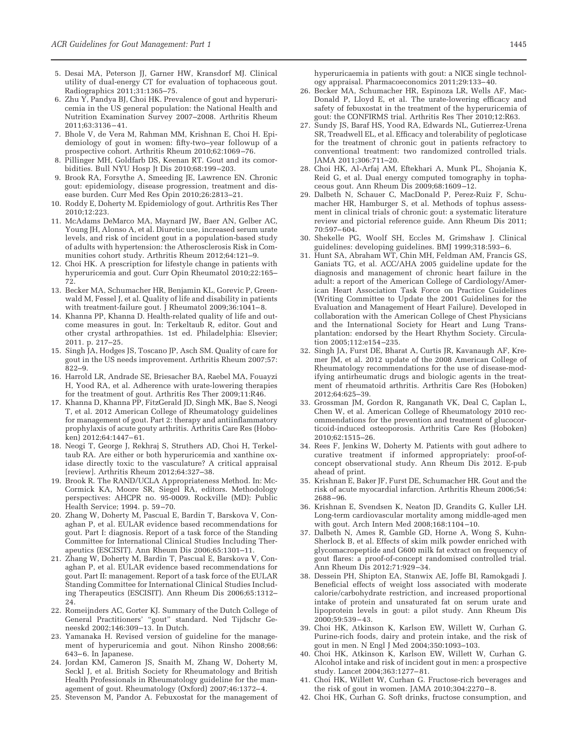5. Desai MA, Peterson JJ, Garner HW, Kransdorf MJ. Clinical utility of dual-energy CT for evaluation of tophaceous gout. Radiographics 2011;31:1365–75.
6. Zhu Y, Pandya BJ, Choi HK. Prevalence of gout and hyperuricemia in the US general population: the National Health and Nutrition Examination Survey 2007–2008. Arthritis Rheum 2011;63:3136–41.
7. Bhole V, de Vera M, Rahman MM, Krishnan E, Choi H. Epidemiology of gout in women: fifty-two–year followup of a prospective cohort. Arthritis Rheum 2010;62:1069–76.
8. Pillinger MH, Goldfarb DS, Keenan RT. Gout and its comorbidities. Bull NYU Hosp Jt Dis 2010;68:199–203.
9. Brook RA, Forsythe A, Smeeding JE, Lawrence EN. Chronic gout: epidemiology, disease progression, treatment and disease burden. Curr Med Res Opin 2010;26:2813–21.
10. Roddy E, Doherty M. Epidemiology of gout. Arthritis Res Ther 2010;12:223.
11. McAdams DeMarco MA, Maynard JW, Baer AN, Gelber AC, Young JH, Alonso A, et al. Diuretic use, increased serum urate levels, and risk of incident gout in a population-based study of adults with hypertension: the Atherosclerosis Risk in Communities cohort study. Arthritis Rheum 2012;64:121–9.
12. Choi HK. A prescription for lifestyle change in patients with hyperuricemia and gout. Curr Opin Rheumatol 2010;22:165–72.
13. Becker MA, Schumacher HR, Benjamin KL, Gorevic P, Greenwald M, Fessel J, et al. Quality of life and disability in patients with treatment-failure gout. J Rheumatol 2009;36:1041–8.
14. Khanna PP, Khanna D. Health-related quality of life and outcome measures in gout. In: Terkeltaub R, editor. Gout and other crystal arthropathies. 1st ed. Philadelphia: Elsevier; 2011. p. 217–25.
15. Singh JA, Hodges JS, Toscano JP, Asch SM. Quality of care for gout in the US needs improvement. Arthritis Rheum 2007;57: 822–9.
16. Harrold LR, Andrade SE, Briesacher BA, Raebel MA, Fouayzi H, Yood RA, et al. Adherence with urate-lowering therapies for the treatment of gout. Arthritis Res Ther 2009;11:R46.
17. Khanna D, Khanna PP, FitzGerald JD, Singh MK, Bae S, Neogi T, et al. 2012 American College of Rheumatology guidelines for management of gout. Part 2: therapy and antiinflammatory prophylaxis of acute gouty arthritis. Arthritis Care Res (Hoboken) 2012;64:1447–61.
18. Neogi T, George J, Rekhraj S, Struthers AD, Choi H, Terkeltaub RA. Are either or both hyperuricemia and xanthine oxidase directly toxic to the vasculature? A critical appraisal [review]. Arthritis Rheum 2012;64:327–38.
19. Brook R. The RAND/UCLA Appropriateness Method. In: McCormick KA, Moore SR, Siegel RA, editors. Methodology perspectives: AHCPR no. 95-0009. Rockville (MD): Public Health Service; 1994. p. 59–70.
20. Zhang W, Doherty M, Pascual E, Bardin T, Barskova V, Conaghan P, et al. EULAR evidence based recommendations for gout. Part I: diagnosis. Report of a task force of the Standing Committee for International Clinical Studies Including Therapeutics (ESCISIT). Ann Rheum Dis 2006;65:1301–11.
21. Zhang W, Doherty M, Bardin T, Pascual E, Barskova V, Conaghan P, et al. EULAR evidence based recommendations for gout. Part II: management. Report of a task force of the EULAR Standing Committee for International Clinical Studies Including Therapeutics (ESCISIT). Ann Rheum Dis 2006;65:1312–24.
22. Romeijnders AC, Gorter KJ. Summary of the Dutch College of General Practitioners' "gout" standard. Ned Tijdschr Geneeskd 2002;146:309–13. In Dutch.
23. Yamanaka H. Revised version of guideline for the management of hyperuricemia and gout. Nihon Rinsho 2008;66: 643–6. In Japanese.
24. Jordan KM, Cameron JS, Snaith M, Zhang W, Doherty M, Seckl J, et al. British Society for Rheumatology and British Health Professionals in Rheumatology guideline for the management of gout. Rheumatology (Oxford) 2007;46:1372–4.
25. Stevenson M, Pandor A. Febuxostat for the management of hyperuricaemia in patients with gout: a NICE single technology appraisal. Pharmacoeconomics 2011;29:133–40.
26. Becker MA, Schumacher HR, Espinoza LR, Wells AF, MacDonald P, Lloyd E, et al. The urate-lowering efficacy and safety of febuxostat in the treatment of the hyperuricemia of gout: the CONFIRMS trial. Arthritis Res Ther 2010;12:R63.
27. Sundy JS, Baraf HS, Yood RA, Edwards NL, Gutierrez-Urena SR, Treadwell EL, et al. Efficacy and tolerability of pegloticase for the treatment of chronic gout in patients refractory to conventional treatment: two randomized controlled trials. JAMA 2011;306:711–20.
28. Choi HK, Al-Arfaj AM, Eftekhari A, Munk PL, Shojania K, Reid G, et al. Dual energy computed tomography in tophaceous gout. Ann Rheum Dis 2009;68:1609–12.
29. Dalbeth N, Schauer C, MacDonald P, Perez-Ruiz F, Schumacher HR, Hamburger S, et al. Methods of tophus assessment in clinical trials of chronic gout: a systematic literature review and pictorial reference guide. Ann Rheum Dis 2011; 70:597–604.
30. Shekelle PG, Woolf SH, Eccles M, Grimshaw J. Clinical guidelines: developing guidelines. BMJ 1999;318:593–6.
31. Hunt SA, Abraham WT, Chin MH, Feldman AM, Francis GS, Ganiats TG, et al. ACC/AHA 2005 guideline update for the diagnosis and management of chronic heart failure in the adult: a report of the American College of Cardiology/American Heart Association Task Force on Practice Guidelines (Writing Committee to Update the 2001 Guidelines for the Evaluation and Management of Heart Failure). Developed in collaboration with the American College of Chest Physicians and the International Society for Heart and Lung Transplantation: endorsed by the Heart Rhythm Society. Circulation 2005;112:e154–235.
32. Singh JA, Furst DE, Bharat A, Curtis JR, Kavanaugh AF, Kremer JM, et al. 2012 update of the 2008 American College of Rheumatology recommendations for the use of disease-modifying antirheumatic drugs and biologic agents in the treatment of rheumatoid arthritis. Arthritis Care Res (Hoboken) 2012;64:625–39.
33. Grossman JM, Gordon R, Ranganath VK, Deal C, Caplan L, Chen W, et al. American College of Rheumatology 2010 recommendations for the prevention and treatment of glucocorticoid-induced osteoporosis. Arthritis Care Res (Hoboken) 2010;62:1515–26.
34. Rees F, Jenkins W, Doherty M. Patients with gout adhere to curative treatment if informed appropriately: proof-of-concept observational study. Ann Rheum Dis 2012. E-pub ahead of print.
35. Krishnan E, Baker JF, Furst DE, Schumacher HR. Gout and the risk of acute myocardial infarction. Arthritis Rheum 2006;54: 2688–96.
36. Krishnan E, Svendsen K, Neaton JD, Grandits G, Kuller LH. Long-term cardiovascular mortality among middle-aged men with gout. Arch Intern Med 2008;168:1104–10.
37. Dalbeth N, Ames R, Gamble GD, Horne A, Wong S, Kuhn-Sherlock B, et al. Effects of skim milk powder enriched with glycomacropeptide and G600 milk fat extract on frequency of gout flares: a proof-of-concept randomised controlled trial. Ann Rheum Dis 2012;71:929–34.
38. Dessein PH, Shipton EA, Stanwix AE, Joffe BI, Ramokgadi J. Beneficial effects of weight loss associated with moderate calorie/carbohydrate restriction, and increased proportional intake of protein and unsaturated fat on serum urate and lipoprotein levels in gout: a pilot study. Ann Rheum Dis 2000;59:539–43.
39. Choi HK, Atkinson K, Karlson EW, Willett W, Curhan G. Purine-rich foods, dairy and protein intake, and the risk of gout in men. N Engl J Med 2004;350:1093–103.
40. Choi HK, Atkinson K, Karlson EW, Willett W, Curhan G. Alcohol intake and risk of incident gout in men: a prospective study. Lancet 2004;363:1277–81.
41. Choi HK, Willett W, Curhan G. Fructose-rich beverages and the risk of gout in women. JAMA 2010;304:2270–8.
42. Choi HK, Curhan G. Soft drinks, fructose consumption, and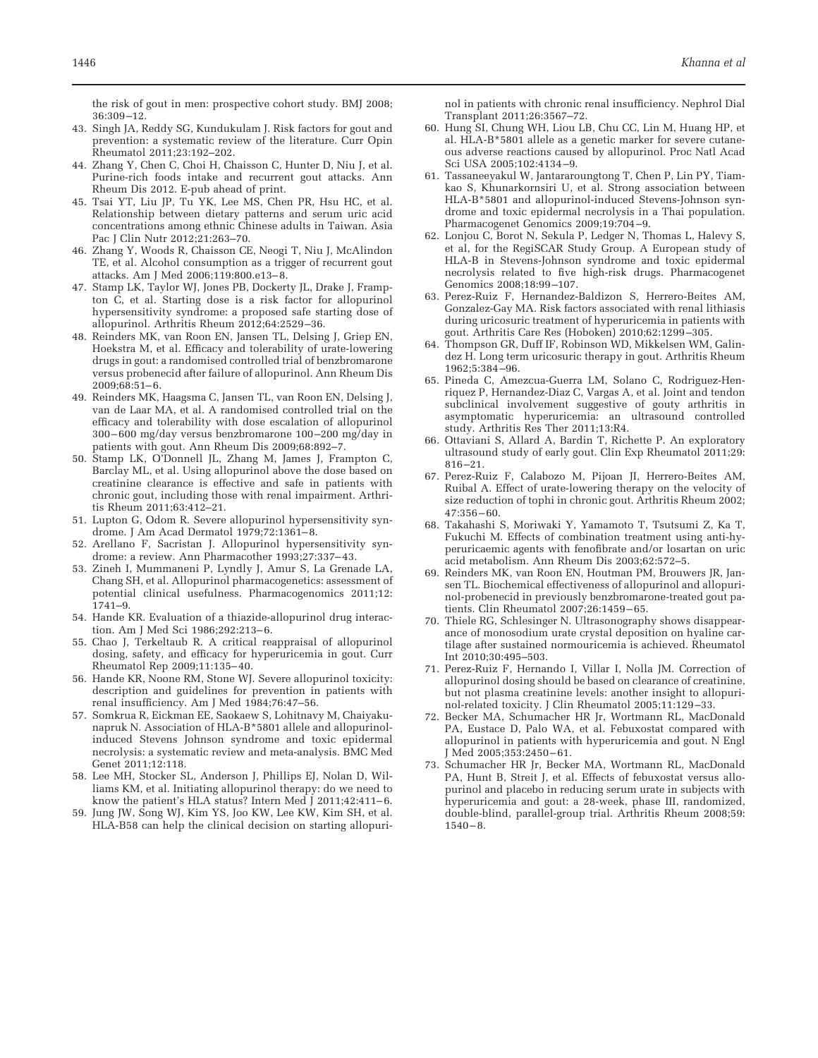the risk of gout in men: prospective cohort study. BMJ 2008; 36:309–12.

43. Singh JA, Reddy SG, Kundukulam J. Risk factors for gout and prevention: a systematic review of the literature. Curr Opin Rheumatol 2011;23:192–202.
44. Zhang Y, Chen C, Choi H, Chaisson C, Hunter D, Niu J, et al. Purine-rich foods intake and recurrent gout attacks. Ann Rheum Dis 2012. E-pub ahead of print.
45. Tsai YT, Liu JP, Tu YK, Lee MS, Chen PR, Hsu HC, et al. Relationship between dietary patterns and serum uric acid concentrations among ethnic Chinese adults in Taiwan. Asia Pac J Clin Nutr 2012;21:263–70.
46. Zhang Y, Woods R, Chaisson CE, Neogi T, Niu J, McAlindon TE, et al. Alcohol consumption as a trigger of recurrent gout attacks. Am J Med 2006;119:800.e13–8.
47. Stamp LK, Taylor WJ, Jones PB, Dockerty JL, Drake J, Frampton C, et al. Starting dose is a risk factor for allopurinol hypersensitivity syndrome: a proposed safe starting dose of allopurinol. Arthritis Rheum 2012;64:2529–36.
48. Reinders MK, van Roon EN, Jansen TL, Delsing J, Griep EN, Hoekstra M, et al. Efficacy and tolerability of urate-lowering drugs in gout: a randomised controlled trial of benzbromarone versus probenecid after failure of allopurinol. Ann Rheum Dis 2009;68:51–6.
49. Reinders MK, Haagsma C, Jansen TL, van Roon EN, Delsing J, van de Laar MA, et al. A randomised controlled trial on the efficacy and tolerability with dose escalation of allopurinol 300–600 mg/day versus benzbromarone 100–200 mg/day in patients with gout. Ann Rheum Dis 2009;68:892–7.
50. Stamp LK, O'Donnell JL, Zhang M, James J, Frampton C, Barclay ML, et al. Using allopurinol above the dose based on creatinine clearance is effective and safe in patients with chronic gout, including those with renal impairment. Arthritis Rheum 2011;63:412–21.
51. Lupton G, Odom R. Severe allopurinol hypersensitivity syndrome. J Am Acad Dermatol 1979;72:1361–8.
52. Arellano F, Sacristan J. Allopurinol hypersensitivity syndrome: a review. Ann Pharmacother 1993;27:337–43.
53. Zineh I, Mummaneni P, Lyndly J, Amur S, La Grenade LA, Chang SH, et al. Allopurinol pharmacogenetics: assessment of potential clinical usefulness. Pharmacogenomics 2011;12: 1741–9.
54. Hande KR. Evaluation of a thiazide-allopurinol drug interaction. Am J Med Sci 1986;292:213–6.
55. Chao J, Terkeltaub R. A critical reappraisal of allopurinol dosing, safety, and efficacy for hyperuricemia in gout. Curr Rheumatol Rep 2009;11:135–40.
56. Hande KR, Noone RM, Stone WJ. Severe allopurinol toxicity: description and guidelines for prevention in patients with renal insufficiency. Am J Med 1984;76:47–56.
57. Somkrua R, Eickman EE, Saokaew S, Lohitnavy M, Chaiyakunapruk N. Association of HLA-B*5801 allele and allopurinol-induced Stevens Johnson syndrome and toxic epidermal necrolysis: a systematic review and meta-analysis. BMC Med Genet 2011;12:118.
58. Lee MH, Stocker SL, Anderson J, Phillips EJ, Nolan D, Williams KM, et al. Initiating allopurinol therapy: do we need to know the patient's HLA status? Intern Med J 2011;42:411–6.
59. Jung JW, Song WJ, Kim YS, Joo KW, Lee KW, Kim SH, et al. HLA-B58 can help the clinical decision on starting allopurinol in patients with chronic renal insufficiency. Nephrol Dial Transplant 2011;26:3567–72.
60. Hung SI, Chung WH, Liou LB, Chu CC, Lin M, Huang HP, et al. HLA-B*5801 allele as a genetic marker for severe cutaneous adverse reactions caused by allopurinol. Proc Natl Acad Sci USA 2005;102:4134–9.
61. Tassaneeyakul W, Jantararoungtong T, Chen P, Lin PY, Tiamkao S, Khunarkornsiri U, et al. Strong association between HLA-B*5801 and allopurinol-induced Stevens-Johnson syndrome and toxic epidermal necrolysis in a Thai population. Pharmacogenet Genomics 2009;19:704–9.
62. Lonjou C, Borot N, Sekula P, Ledger N, Thomas L, Halevy S, et al, for the RegiSCAR Study Group. A European study of HLA-B in Stevens-Johnson syndrome and toxic epidermal necrolysis related to five high-risk drugs. Pharmacogenet Genomics 2008;18:99–107.
63. Perez-Ruiz F, Hernandez-Baldizon S, Herrero-Beites AM, Gonzalez-Gay MA. Risk factors associated with renal lithiasis during uricosuric treatment of hyperuricemia in patients with gout. Arthritis Care Res (Hoboken) 2010;62:1299–305.
64. Thompson GR, Duff IF, Robinson WD, Mikkelsen WM, Galindez H. Long term uricosuric therapy in gout. Arthritis Rheum 1962;5:384–96.
65. Pineda C, Amezcua-Guerra LM, Solano C, Rodriguez-Henriquez P, Hernandez-Diaz C, Vargas A, et al. Joint and tendon subclinical involvement suggestive of gouty arthritis in asymptomatic hyperuricemia: an ultrasound controlled study. Arthritis Res Ther 2011;13:R4.
66. Ottaviani S, Allard A, Bardin T, Richette P. An exploratory ultrasound study of early gout. Clin Exp Rheumatol 2011;29: 816–21.
67. Perez-Ruiz F, Calabozo M, Pijoan JI, Herrero-Beites AM, Ruibal A. Effect of urate-lowering therapy on the velocity of size reduction of tophi in chronic gout. Arthritis Rheum 2002; 47:356–60.
68. Takahashi S, Moriwaki Y, Yamamoto T, Tsutsumi Z, Ka T, Fukuchi M. Effects of combination treatment using anti-hyperuricaemic agents with fenofibrate and/or losartan on uric acid metabolism. Ann Rheum Dis 2003;62:572–5.
69. Reinders MK, van Roon EN, Houtman PM, Brouwers JR, Jansen TL. Biochemical effectiveness of allopurinol and allopurinol-probenecid in previously benzbromarone-treated gout patients. Clin Rheumatol 2007;26:1459–65.
70. Thiele RG, Schlesinger N. Ultrasonography shows disappearance of monosodium urate crystal deposition on hyaline cartilage after sustained normouricemia is achieved. Rheumatol Int 2010;30:495–503.
71. Perez-Ruiz F, Hernando I, Villar I, Nolla JM. Correction of allopurinol dosing should be based on clearance of creatinine, but not plasma creatinine levels: another insight to allopurinol-related toxicity. J Clin Rheumatol 2005;11:129–33.
72. Becker MA, Schumacher HR Jr, Wortmann RL, MacDonald PA, Eustace D, Palo WA, et al. Febuxostat compared with allopurinol in patients with hyperuricemia and gout. N Engl J Med 2005;353:2450–61.
73. Schumacher HR Jr, Becker MA, Wortmann RL, MacDonald PA, Hunt B, Streit J, et al. Effects of febuxostat versus allopurinol and placebo in reducing serum urate in subjects with hyperuricemia and gout: a 28-week, phase III, randomized, double-blind, parallel-group trial. Arthritis Rheum 2008;59: 1540–8.